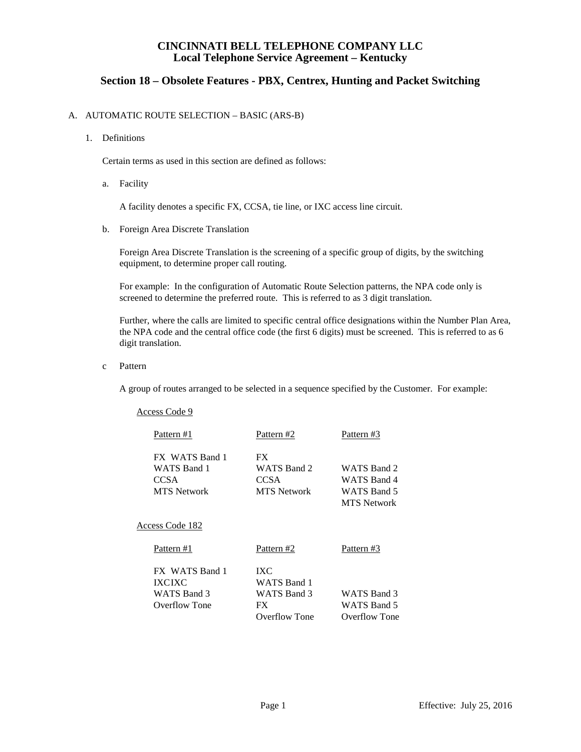# CINCINNATI BELL TELEPHONE COMPANY LLC
# Local Telephone Service Agreement – Kentucky

## Section 18 – Obsolete Features - PBX, Centrex, Hunting and Packet Switching

A. AUTOMATIC ROUTE SELECTION – BASIC (ARS-B)

1. Definitions

   Certain terms as used in this section are defined as follows:

   a. Facility

      A facility denotes a specific FX, CCSA, tie line, or IXC access line circuit.

   b. Foreign Area Discrete Translation

      Foreign Area Discrete Translation is the screening of a specific group of digits, by the switching equipment, to determine proper call routing.

      For example: In the configuration of Automatic Route Selection patterns, the NPA code only is screened to determine the preferred route. This is referred to as 3 digit translation.

      Further, where the calls are limited to specific central office designations within the Number Plan Area, the NPA code and the central office code (the first 6 digits) must be screened. This is referred to as 6 digit translation.

   c Pattern

      A group of routes arranged to be selected in a sequence specified by the Customer. For example:

      Access Code 9

| Pattern #1 | Pattern #2 | Pattern #3 |
|---|---|---|
| FX WATS Band 1 | FX | |
| WATS Band 1 | WATS Band 2 | WATS Band 2 |
| CCSA | CCSA | WATS Band 4 |
| MTS Network | MTS Network | WATS Band 5 |
| | | MTS Network |

      Access Code 182

| Pattern #1 | Pattern #2 | Pattern #3 |
|---|---|---|
| FX WATS Band 1 | IXC | |
| IXCIXC | WATS Band 1 | |
| WATS Band 3 | WATS Band 3 | WATS Band 3 |
| Overflow Tone | FX | WATS Band 5 |
| | Overflow Tone | Overflow Tone |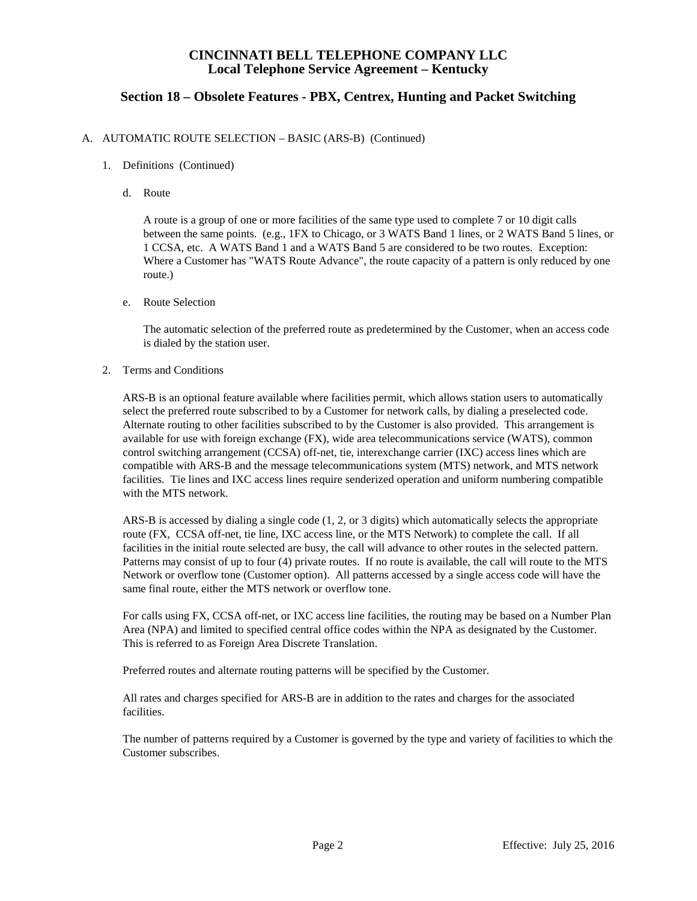# CINCINNATI BELL TELEPHONE COMPANY LLC
## Local Telephone Service Agreement – Kentucky

## Section 18 – Obsolete Features - PBX, Centrex, Hunting and Packet Switching

A. AUTOMATIC ROUTE SELECTION – BASIC (ARS-B) (Continued)

1. Definitions (Continued)

   d. Route

      A route is a group of one or more facilities of the same type used to complete 7 or 10 digit calls between the same points. (e.g., 1FX to Chicago, or 3 WATS Band 1 lines, or 2 WATS Band 5 lines, or 1 CCSA, etc. A WATS Band 1 and a WATS Band 5 are considered to be two routes. Exception: Where a Customer has "WATS Route Advance", the route capacity of a pattern is only reduced by one route.)

   e. Route Selection

      The automatic selection of the preferred route as predetermined by the Customer, when an access code is dialed by the station user.

2. Terms and Conditions

   ARS-B is an optional feature available where facilities permit, which allows station users to automatically select the preferred route subscribed to by a Customer for network calls, by dialing a preselected code. Alternate routing to other facilities subscribed to by the Customer is also provided. This arrangement is available for use with foreign exchange (FX), wide area telecommunications service (WATS), common control switching arrangement (CCSA) off-net, tie, interexchange carrier (IXC) access lines which are compatible with ARS-B and the message telecommunications system (MTS) network, and MTS network facilities. Tie lines and IXC access lines require senderized operation and uniform numbering compatible with the MTS network.

   ARS-B is accessed by dialing a single code (1, 2, or 3 digits) which automatically selects the appropriate route (FX, CCSA off-net, tie line, IXC access line, or the MTS Network) to complete the call. If all facilities in the initial route selected are busy, the call will advance to other routes in the selected pattern. Patterns may consist of up to four (4) private routes. If no route is available, the call will route to the MTS Network or overflow tone (Customer option). All patterns accessed by a single access code will have the same final route, either the MTS network or overflow tone.

   For calls using FX, CCSA off-net, or IXC access line facilities, the routing may be based on a Number Plan Area (NPA) and limited to specified central office codes within the NPA as designated by the Customer. This is referred to as Foreign Area Discrete Translation.

   Preferred routes and alternate routing patterns will be specified by the Customer.

   All rates and charges specified for ARS-B are in addition to the rates and charges for the associated facilities.

   The number of patterns required by a Customer is governed by the type and variety of facilities to which the Customer subscribes.

Effective: July 25, 2016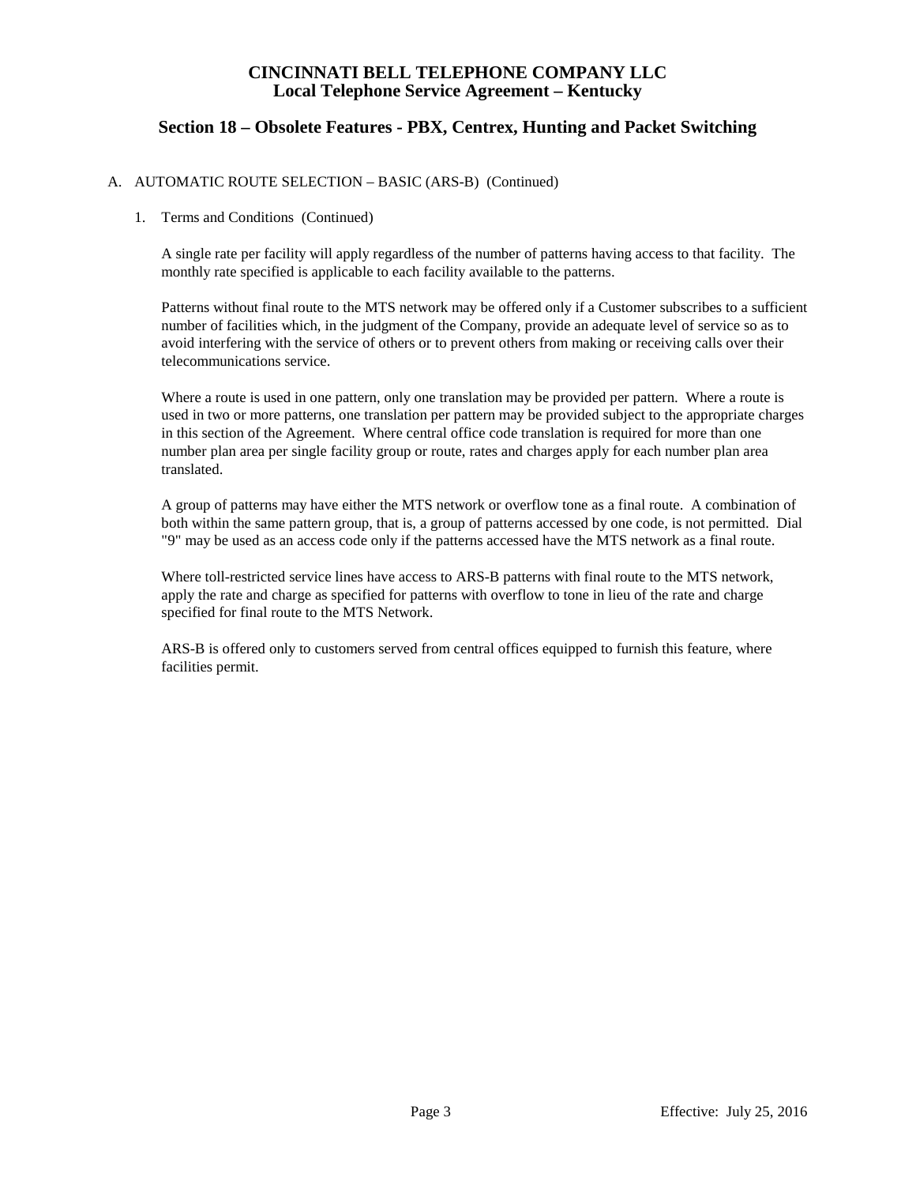# CINCINNATI BELL TELEPHONE COMPANY LLC
## Local Telephone Service Agreement – Kentucky

## Section 18 – Obsolete Features - PBX, Centrex, Hunting and Packet Switching

A. AUTOMATIC ROUTE SELECTION – BASIC (ARS-B) (Continued)

1. Terms and Conditions (Continued)

   A single rate per facility will apply regardless of the number of patterns having access to that facility. The monthly rate specified is applicable to each facility available to the patterns.

   Patterns without final route to the MTS network may be offered only if a Customer subscribes to a sufficient number of facilities which, in the judgment of the Company, provide an adequate level of service so as to avoid interfering with the service of others or to prevent others from making or receiving calls over their telecommunications service.

   Where a route is used in one pattern, only one translation may be provided per pattern. Where a route is used in two or more patterns, one translation per pattern may be provided subject to the appropriate charges in this section of the Agreement. Where central office code translation is required for more than one number plan area per single facility group or route, rates and charges apply for each number plan area translated.

   A group of patterns may have either the MTS network or overflow tone as a final route. A combination of both within the same pattern group, that is, a group of patterns accessed by one code, is not permitted. Dial "9" may be used as an access code only if the patterns accessed have the MTS network as a final route.

   Where toll-restricted service lines have access to ARS-B patterns with final route to the MTS network, apply the rate and charge as specified for patterns with overflow to tone in lieu of the rate and charge specified for final route to the MTS Network.

   ARS-B is offered only to customers served from central offices equipped to furnish this feature, where facilities permit.

Effective: July 25, 2016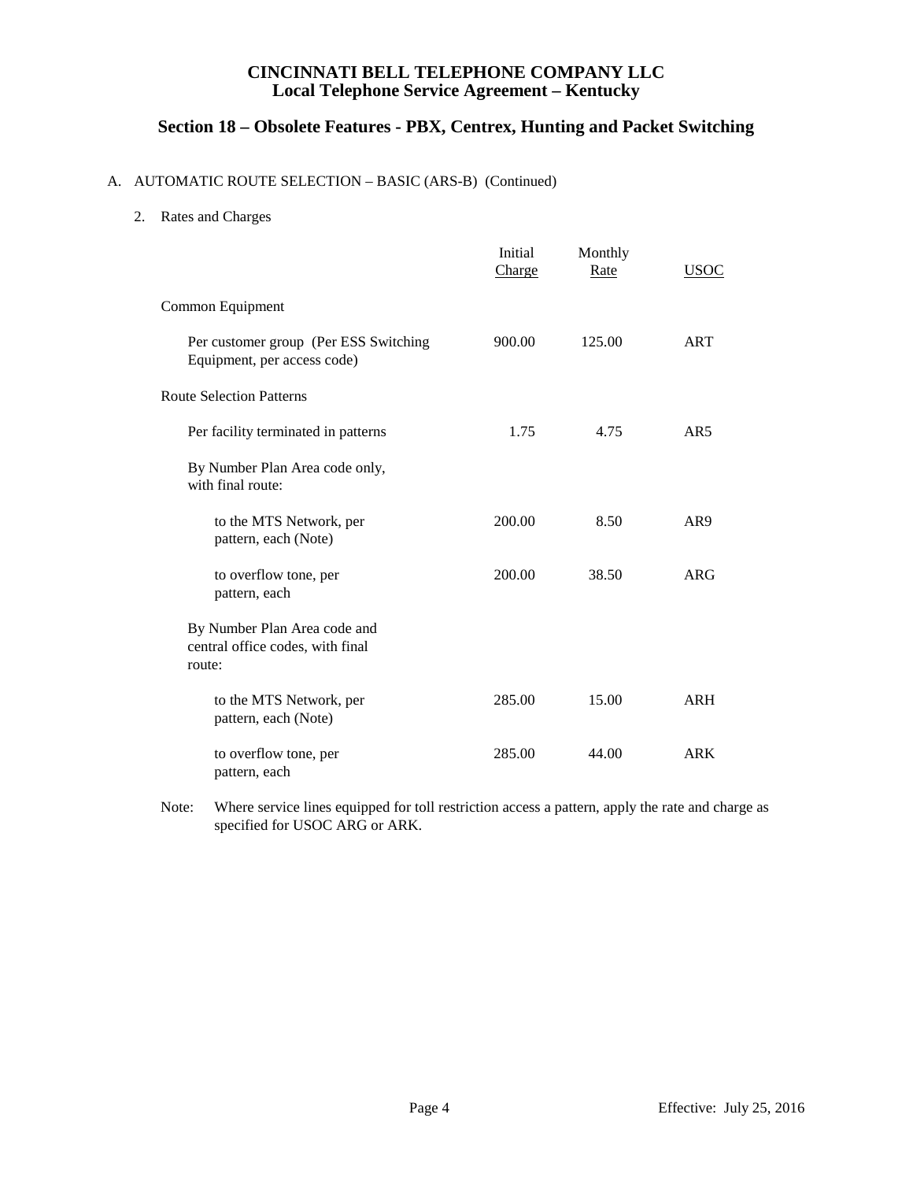# CINCINNATI BELL TELEPHONE COMPANY LLC
## Local Telephone Service Agreement – Kentucky

## Section 18 – Obsolete Features - PBX, Centrex, Hunting and Packet Switching

A. AUTOMATIC ROUTE SELECTION – BASIC (ARS-B) (Continued)

2. Rates and Charges

| | Initial Charge | Monthly Rate | USOC |
|---|---|---|---|
| Common Equipment | | | |
| Per customer group (Per ESS Switching Equipment, per access code) | 900.00 | 125.00 | ART |
| Route Selection Patterns | | | |
| Per facility terminated in patterns | 1.75 | 4.75 | AR5 |
| By Number Plan Area code only, with final route: | | | |
| to the MTS Network, per pattern, each (Note) | 200.00 | 8.50 | AR9 |
| to overflow tone, per pattern, each | 200.00 | 38.50 | ARG |
| By Number Plan Area code and central office codes, with final route: | | | |
| to the MTS Network, per pattern, each (Note) | 285.00 | 15.00 | ARH |
| to overflow tone, per pattern, each | 285.00 | 44.00 | ARK |

Note: Where service lines equipped for toll restriction access a pattern, apply the rate and charge as specified for USOC ARG or ARK.

Effective: July 25, 2016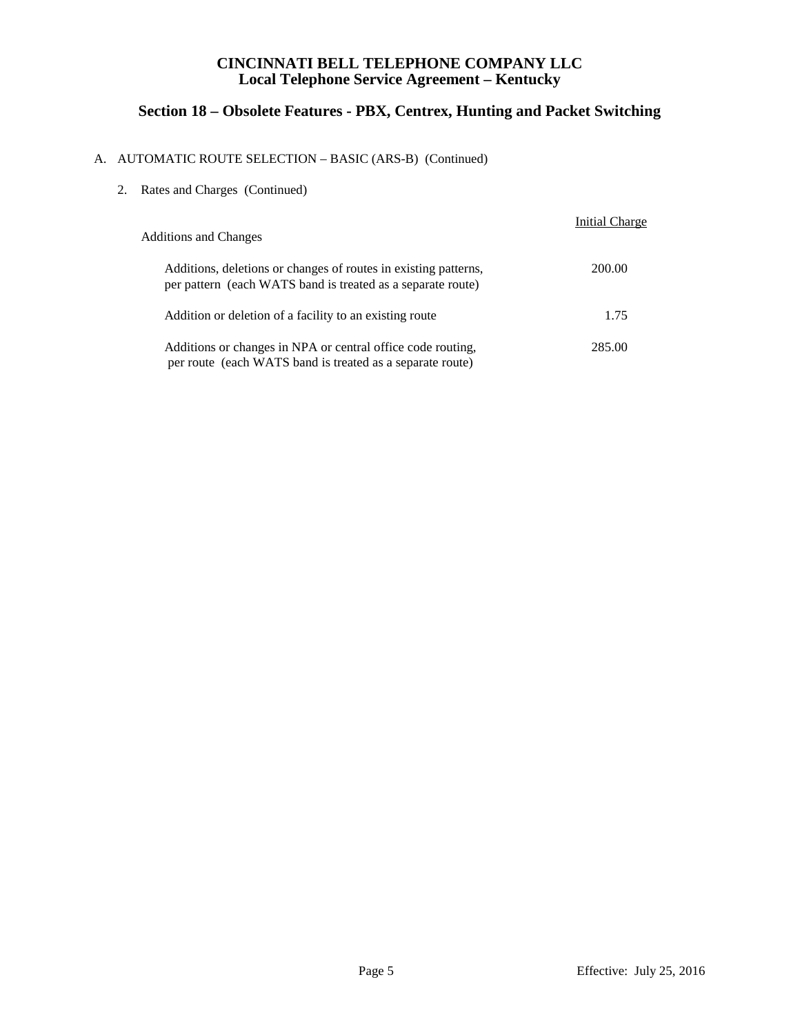# CINCINNATI BELL TELEPHONE COMPANY LLC
## Local Telephone Service Agreement – Kentucky

## Section 18 – Obsolete Features - PBX, Centrex, Hunting and Packet Switching

A. AUTOMATIC ROUTE SELECTION – BASIC (ARS-B) (Continued)

2. Rates and Charges (Continued)

| Additions and Changes | Initial Charge |
|---|---|
| Additions, deletions or changes of routes in existing patterns, per pattern (each WATS band is treated as a separate route) | 200.00 |
| Addition or deletion of a facility to an existing route | 1.75 |
| Additions or changes in NPA or central office code routing, per route (each WATS band is treated as a separate route) | 285.00 |

Effective: July 25, 2016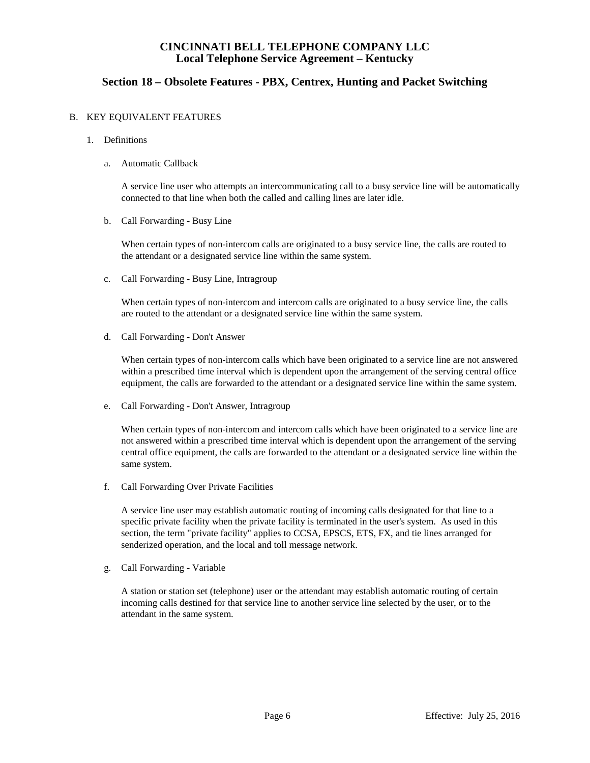B. KEY EQUIVALENT FEATURES

1. Definitions

   a. Automatic Callback

      A service line user who attempts an intercommunicating call to a busy service line will be automatically connected to that line when both the called and calling lines are later idle.

   b. Call Forwarding - Busy Line

      When certain types of non-intercom calls are originated to a busy service line, the calls are routed to the attendant or a designated service line within the same system.

   c. Call Forwarding - Busy Line, Intragroup

      When certain types of non-intercom and intercom calls are originated to a busy service line, the calls are routed to the attendant or a designated service line within the same system.

   d. Call Forwarding - Don't Answer

      When certain types of non-intercom calls which have been originated to a service line are not answered within a prescribed time interval which is dependent upon the arrangement of the serving central office equipment, the calls are forwarded to the attendant or a designated service line within the same system.

   e. Call Forwarding - Don't Answer, Intragroup

      When certain types of non-intercom and intercom calls which have been originated to a service line are not answered within a prescribed time interval which is dependent upon the arrangement of the serving central office equipment, the calls are forwarded to the attendant or a designated service line within the same system.

   f. Call Forwarding Over Private Facilities

      A service line user may establish automatic routing of incoming calls designated for that line to a specific private facility when the private facility is terminated in the user's system. As used in this section, the term "private facility" applies to CCSA, EPSCS, ETS, FX, and tie lines arranged for senderized operation, and the local and toll message network.

   g. Call Forwarding - Variable

      A station or station set (telephone) user or the attendant may establish automatic routing of certain incoming calls destined for that service line to another service line selected by the user, or to the attendant in the same system.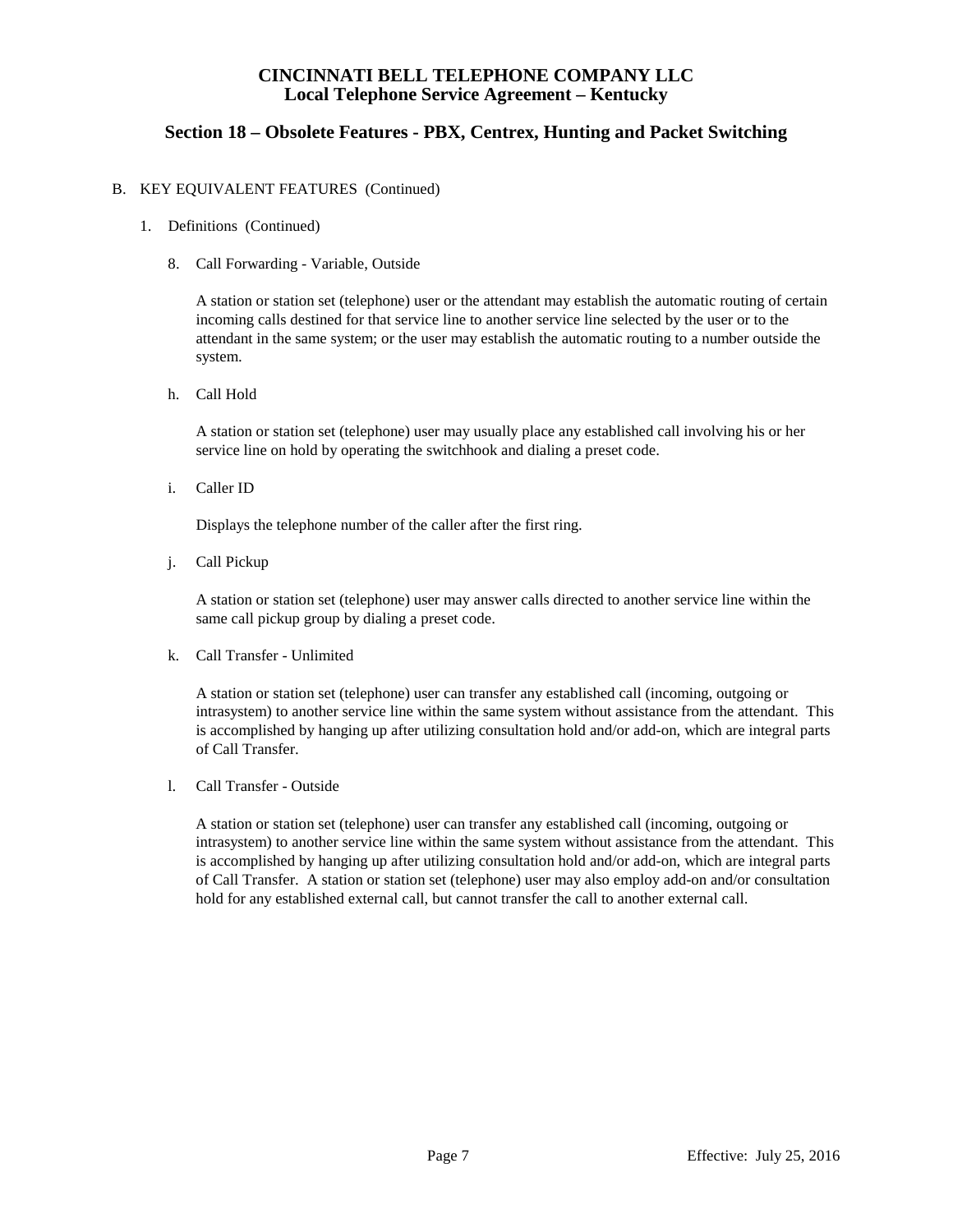# CINCINNATI BELL TELEPHONE COMPANY LLC
## Local Telephone Service Agreement – Kentucky

## Section 18 – Obsolete Features - PBX, Centrex, Hunting and Packet Switching

B. KEY EQUIVALENT FEATURES (Continued)

1. Definitions (Continued)

8. Call Forwarding - Variable, Outside

A station or station set (telephone) user or the attendant may establish the automatic routing of certain incoming calls destined for that service line to another service line selected by the user or to the attendant in the same system; or the user may establish the automatic routing to a number outside the system.

h. Call Hold

A station or station set (telephone) user may usually place any established call involving his or her service line on hold by operating the switchhook and dialing a preset code.

i. Caller ID

Displays the telephone number of the caller after the first ring.

j. Call Pickup

A station or station set (telephone) user may answer calls directed to another service line within the same call pickup group by dialing a preset code.

k. Call Transfer - Unlimited

A station or station set (telephone) user can transfer any established call (incoming, outgoing or intrasystem) to another service line within the same system without assistance from the attendant. This is accomplished by hanging up after utilizing consultation hold and/or add-on, which are integral parts of Call Transfer.

l. Call Transfer - Outside

A station or station set (telephone) user can transfer any established call (incoming, outgoing or intrasystem) to another service line within the same system without assistance from the attendant. This is accomplished by hanging up after utilizing consultation hold and/or add-on, which are integral parts of Call Transfer. A station or station set (telephone) user may also employ add-on and/or consultation hold for any established external call, but cannot transfer the call to another external call.

Effective: July 25, 2016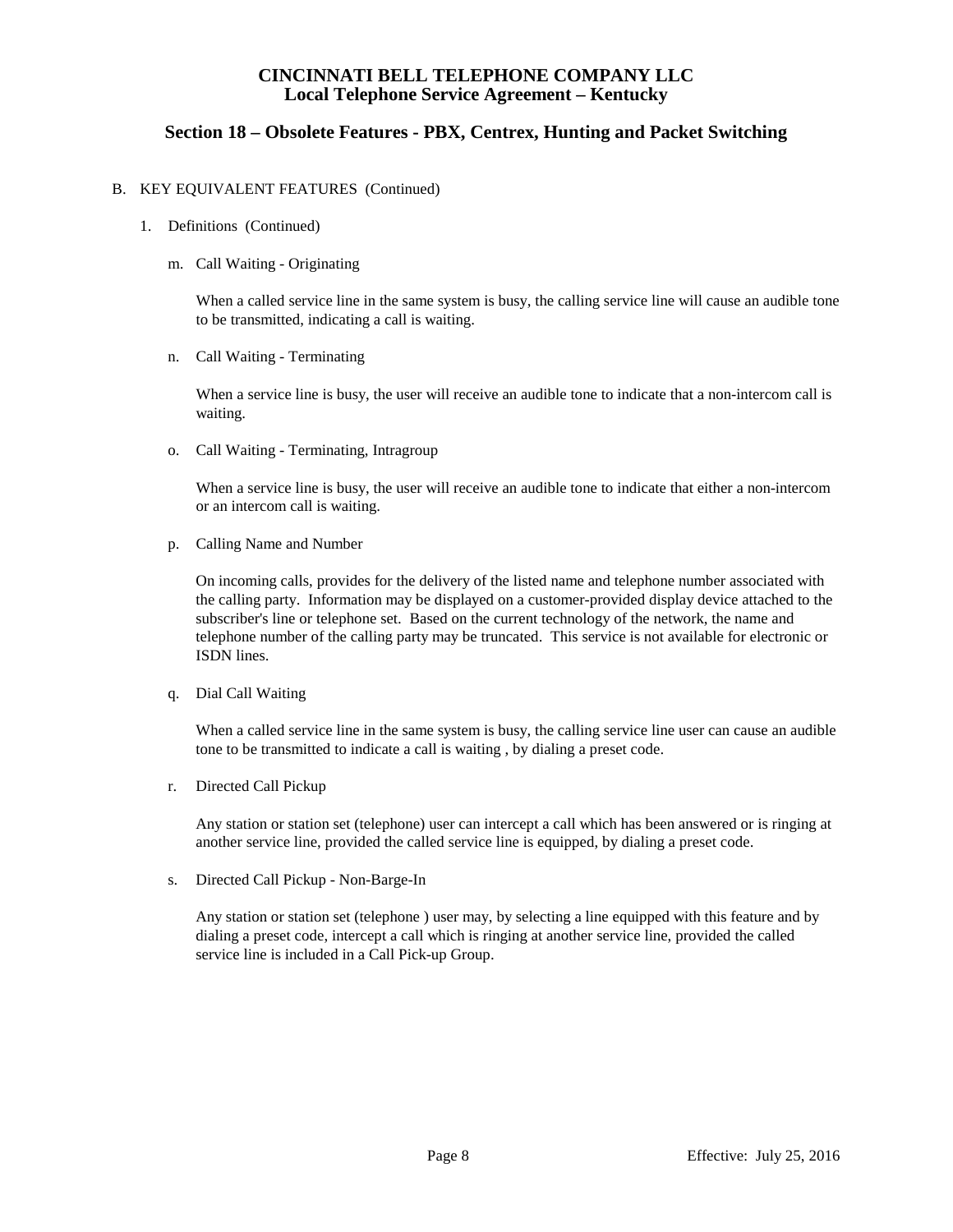# CINCINNATI BELL TELEPHONE COMPANY LLC
## Local Telephone Service Agreement – Kentucky

## Section 18 – Obsolete Features - PBX, Centrex, Hunting and Packet Switching

B. KEY EQUIVALENT FEATURES (Continued)

1. Definitions (Continued)

   m. Call Waiting - Originating

      When a called service line in the same system is busy, the calling service line will cause an audible tone to be transmitted, indicating a call is waiting.

   n. Call Waiting - Terminating

      When a service line is busy, the user will receive an audible tone to indicate that a non-intercom call is waiting.

   o. Call Waiting - Terminating, Intragroup

      When a service line is busy, the user will receive an audible tone to indicate that either a non-intercom or an intercom call is waiting.

   p. Calling Name and Number

      On incoming calls, provides for the delivery of the listed name and telephone number associated with the calling party. Information may be displayed on a customer-provided display device attached to the subscriber's line or telephone set. Based on the current technology of the network, the name and telephone number of the calling party may be truncated. This service is not available for electronic or ISDN lines.

   q. Dial Call Waiting

      When a called service line in the same system is busy, the calling service line user can cause an audible tone to be transmitted to indicate a call is waiting , by dialing a preset code.

   r. Directed Call Pickup

      Any station or station set (telephone) user can intercept a call which has been answered or is ringing at another service line, provided the called service line is equipped, by dialing a preset code.

   s. Directed Call Pickup - Non-Barge-In

      Any station or station set (telephone ) user may, by selecting a line equipped with this feature and by dialing a preset code, intercept a call which is ringing at another service line, provided the called service line is included in a Call Pick-up Group.

Effective: July 25, 2016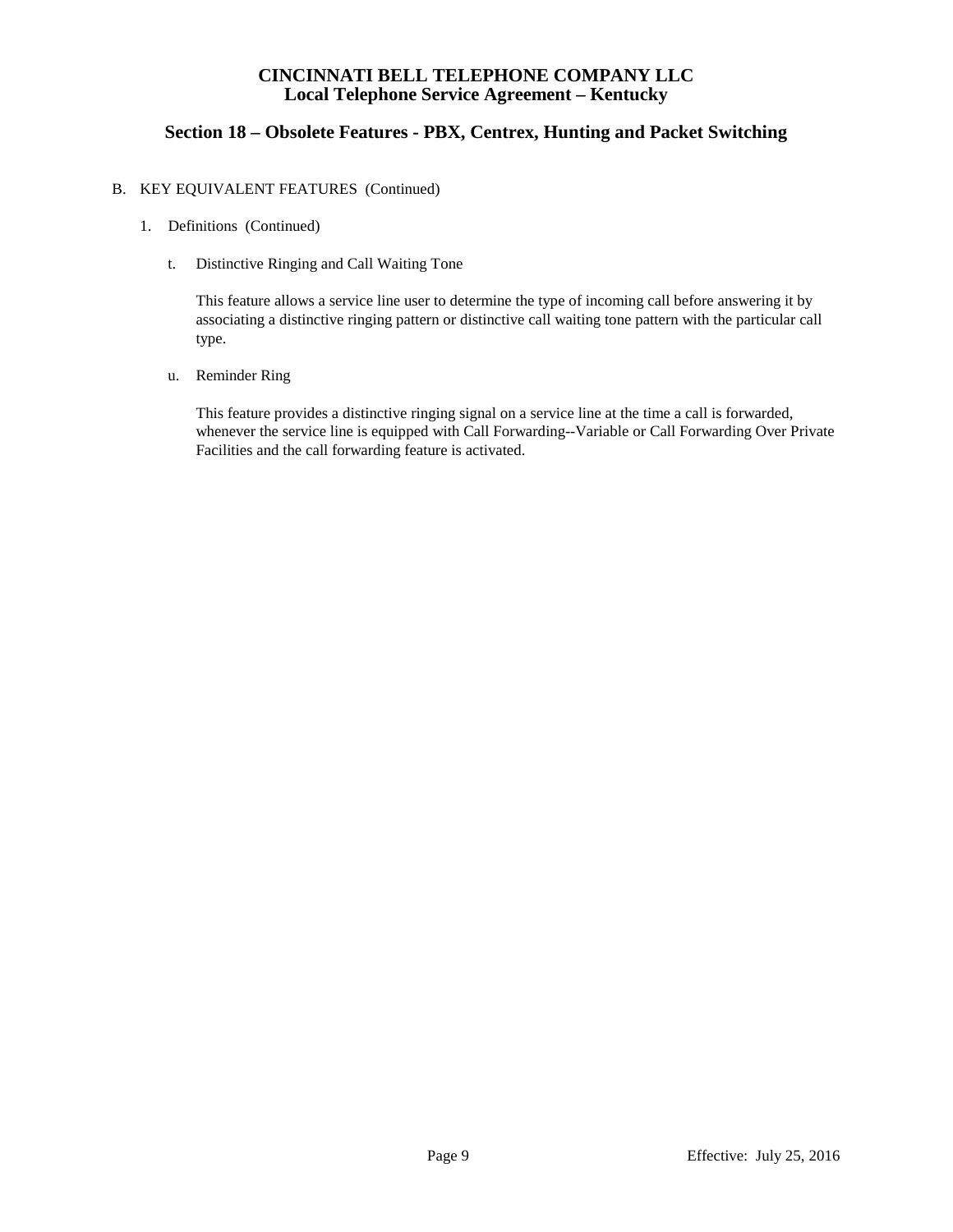B. KEY EQUIVALENT FEATURES (Continued)

1. Definitions (Continued)

t. Distinctive Ringing and Call Waiting Tone

This feature allows a service line user to determine the type of incoming call before answering it by associating a distinctive ringing pattern or distinctive call waiting tone pattern with the particular call type.

u. Reminder Ring

This feature provides a distinctive ringing signal on a service line at the time a call is forwarded, whenever the service line is equipped with Call Forwarding--Variable or Call Forwarding Over Private Facilities and the call forwarding feature is activated.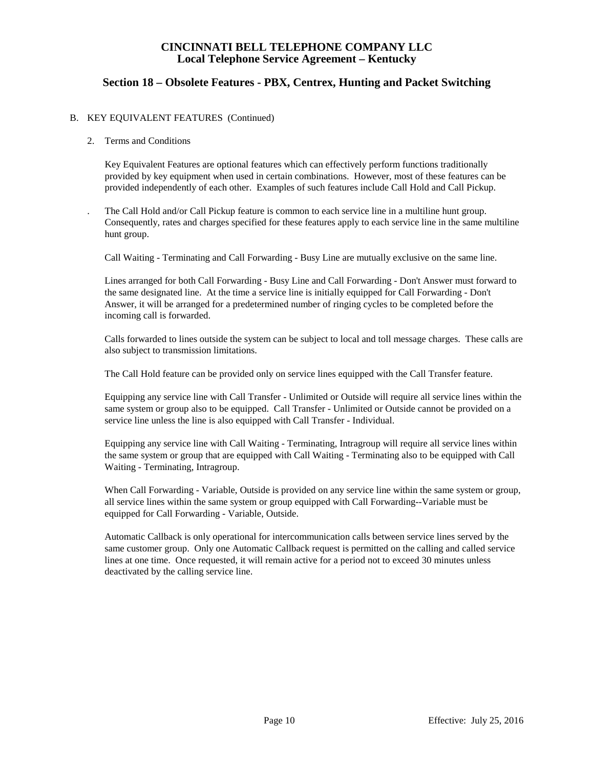# CINCINNATI BELL TELEPHONE COMPANY LLC
## Local Telephone Service Agreement – Kentucky

## Section 18 – Obsolete Features - PBX, Centrex, Hunting and Packet Switching

B. KEY EQUIVALENT FEATURES (Continued)

2. Terms and Conditions

Key Equivalent Features are optional features which can effectively perform functions traditionally provided by key equipment when used in certain combinations. However, most of these features can be provided independently of each other. Examples of such features include Call Hold and Call Pickup.

. The Call Hold and/or Call Pickup feature is common to each service line in a multiline hunt group. Consequently, rates and charges specified for these features apply to each service line in the same multiline hunt group.

Call Waiting - Terminating and Call Forwarding - Busy Line are mutually exclusive on the same line.

Lines arranged for both Call Forwarding - Busy Line and Call Forwarding - Don't Answer must forward to the same designated line. At the time a service line is initially equipped for Call Forwarding - Don't Answer, it will be arranged for a predetermined number of ringing cycles to be completed before the incoming call is forwarded.

Calls forwarded to lines outside the system can be subject to local and toll message charges. These calls are also subject to transmission limitations.

The Call Hold feature can be provided only on service lines equipped with the Call Transfer feature.

Equipping any service line with Call Transfer - Unlimited or Outside will require all service lines within the same system or group also to be equipped. Call Transfer - Unlimited or Outside cannot be provided on a service line unless the line is also equipped with Call Transfer - Individual.

Equipping any service line with Call Waiting - Terminating, Intragroup will require all service lines within the same system or group that are equipped with Call Waiting - Terminating also to be equipped with Call Waiting - Terminating, Intragroup.

When Call Forwarding - Variable, Outside is provided on any service line within the same system or group, all service lines within the same system or group equipped with Call Forwarding--Variable must be equipped for Call Forwarding - Variable, Outside.

Automatic Callback is only operational for intercommunication calls between service lines served by the same customer group. Only one Automatic Callback request is permitted on the calling and called service lines at one time. Once requested, it will remain active for a period not to exceed 30 minutes unless deactivated by the calling service line.

Effective: July 25, 2016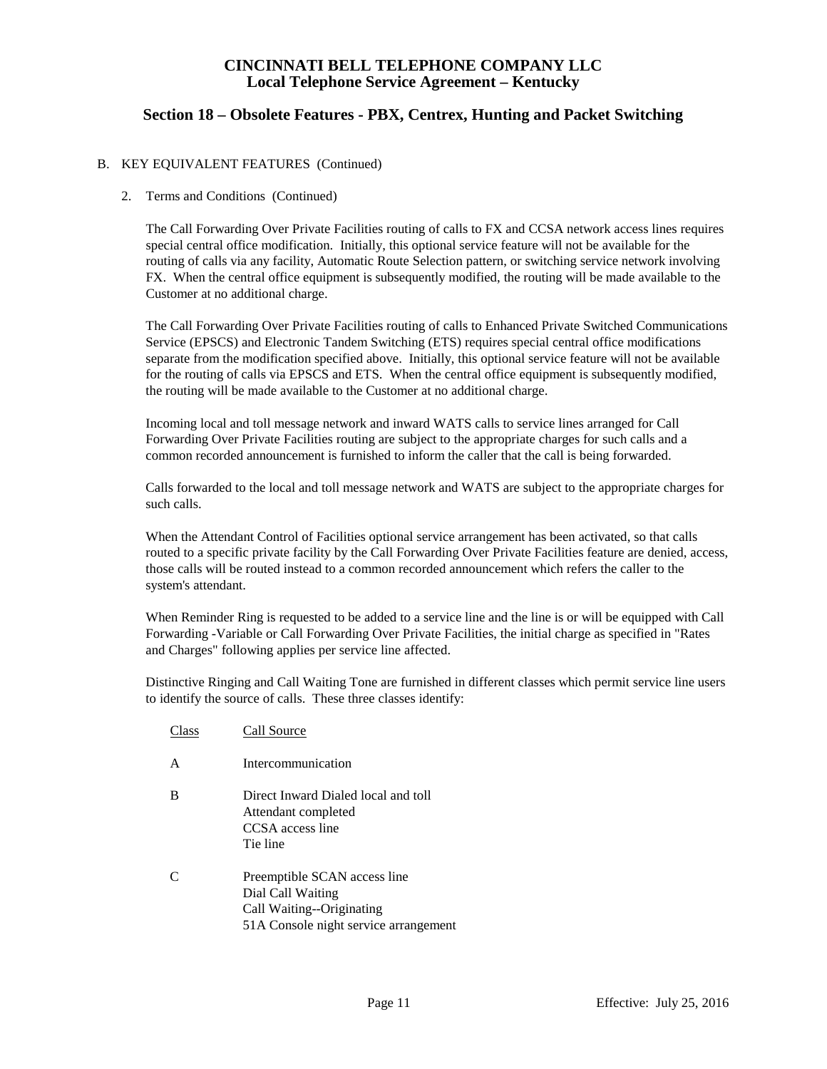B. KEY EQUIVALENT FEATURES (Continued)

2. Terms and Conditions (Continued)

The Call Forwarding Over Private Facilities routing of calls to FX and CCSA network access lines requires special central office modification. Initially, this optional service feature will not be available for the routing of calls via any facility, Automatic Route Selection pattern, or switching service network involving FX. When the central office equipment is subsequently modified, the routing will be made available to the Customer at no additional charge.

The Call Forwarding Over Private Facilities routing of calls to Enhanced Private Switched Communications Service (EPSCS) and Electronic Tandem Switching (ETS) requires special central office modifications separate from the modification specified above. Initially, this optional service feature will not be available for the routing of calls via EPSCS and ETS. When the central office equipment is subsequently modified, the routing will be made available to the Customer at no additional charge.

Incoming local and toll message network and inward WATS calls to service lines arranged for Call Forwarding Over Private Facilities routing are subject to the appropriate charges for such calls and a common recorded announcement is furnished to inform the caller that the call is being forwarded.

Calls forwarded to the local and toll message network and WATS are subject to the appropriate charges for such calls.

When the Attendant Control of Facilities optional service arrangement has been activated, so that calls routed to a specific private facility by the Call Forwarding Over Private Facilities feature are denied, access, those calls will be routed instead to a common recorded announcement which refers the caller to the system's attendant.

When Reminder Ring is requested to be added to a service line and the line is or will be equipped with Call Forwarding -Variable or Call Forwarding Over Private Facilities, the initial charge as specified in "Rates and Charges" following applies per service line affected.

Distinctive Ringing and Call Waiting Tone are furnished in different classes which permit service line users to identify the source of calls. These three classes identify:

| Class | Call Source |
|---|---|
| A | Intercommunication |
| B | Direct Inward Dialed local and toll<br>Attendant completed<br>CCSA access line<br>Tie line |
| C | Preemptible SCAN access line<br>Dial Call Waiting<br>Call Waiting--Originating<br>51A Console night service arrangement |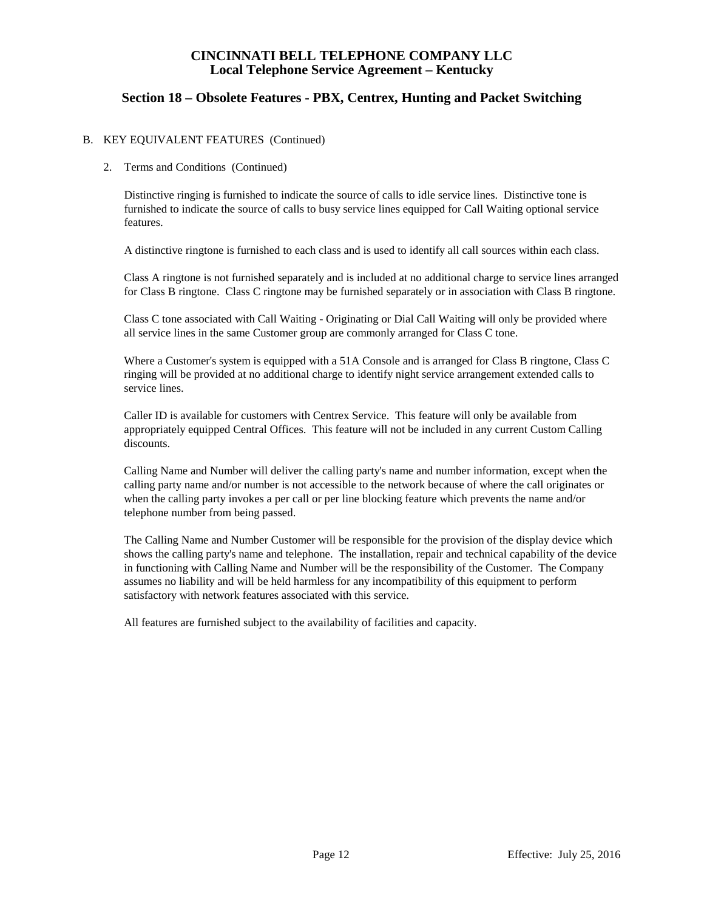# CINCINNATI BELL TELEPHONE COMPANY LLC
## Local Telephone Service Agreement – Kentucky

## Section 18 – Obsolete Features - PBX, Centrex, Hunting and Packet Switching

B. KEY EQUIVALENT FEATURES (Continued)

2. Terms and Conditions (Continued)

   Distinctive ringing is furnished to indicate the source of calls to idle service lines. Distinctive tone is furnished to indicate the source of calls to busy service lines equipped for Call Waiting optional service features.

   A distinctive ringtone is furnished to each class and is used to identify all call sources within each class.

   Class A ringtone is not furnished separately and is included at no additional charge to service lines arranged for Class B ringtone. Class C ringtone may be furnished separately or in association with Class B ringtone.

   Class C tone associated with Call Waiting - Originating or Dial Call Waiting will only be provided where all service lines in the same Customer group are commonly arranged for Class C tone.

   Where a Customer's system is equipped with a 51A Console and is arranged for Class B ringtone, Class C ringing will be provided at no additional charge to identify night service arrangement extended calls to service lines.

   Caller ID is available for customers with Centrex Service. This feature will only be available from appropriately equipped Central Offices. This feature will not be included in any current Custom Calling discounts.

   Calling Name and Number will deliver the calling party's name and number information, except when the calling party name and/or number is not accessible to the network because of where the call originates or when the calling party invokes a per call or per line blocking feature which prevents the name and/or telephone number from being passed.

   The Calling Name and Number Customer will be responsible for the provision of the display device which shows the calling party's name and telephone. The installation, repair and technical capability of the device in functioning with Calling Name and Number will be the responsibility of the Customer. The Company assumes no liability and will be held harmless for any incompatibility of this equipment to perform satisfactory with network features associated with this service.

   All features are furnished subject to the availability of facilities and capacity.

Effective: July 25, 2016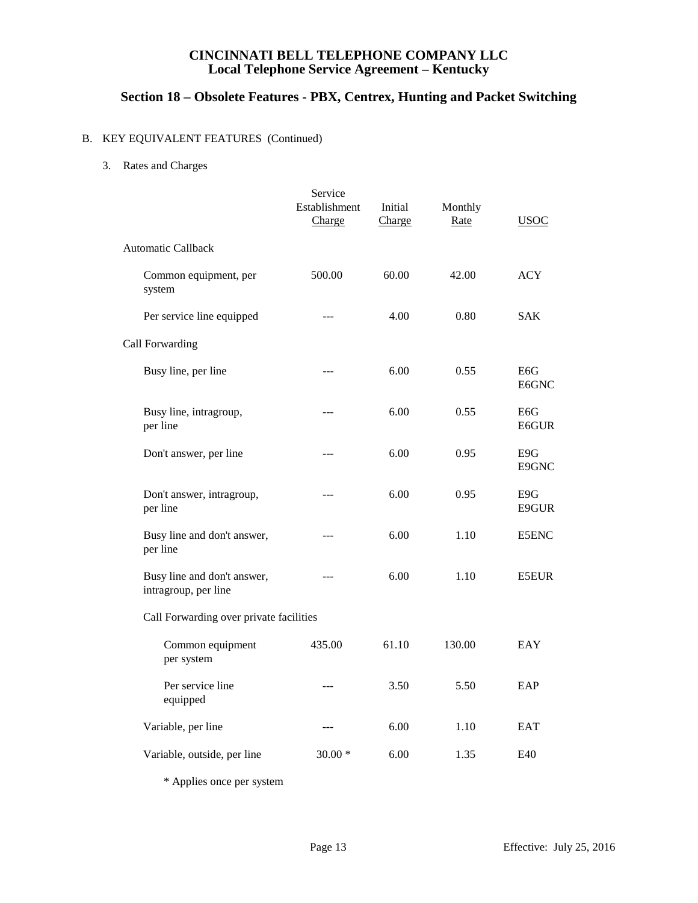# CINCINNATI BELL TELEPHONE COMPANY LLC
## Local Telephone Service Agreement – Kentucky

## Section 18 – Obsolete Features - PBX, Centrex, Hunting and Packet Switching

B. KEY EQUIVALENT FEATURES (Continued)

3. Rates and Charges

| | Service Establishment Charge | Initial Charge | Monthly Rate | USOC |
|---|---|---|---|---|
| Automatic Callback | | | | |
| Common equipment, per system | 500.00 | 60.00 | 42.00 | ACY |
| Per service line equipped | --- | 4.00 | 0.80 | SAK |
| Call Forwarding | | | | |
| Busy line, per line | --- | 6.00 | 0.55 | E6G E6GNC |
| Busy line, intragroup, per line | --- | 6.00 | 0.55 | E6G E6GUR |
| Don't answer, per line | --- | 6.00 | 0.95 | E9G E9GNC |
| Don't answer, intragroup, per line | --- | 6.00 | 0.95 | E9G E9GUR |
| Busy line and don't answer, per line | --- | 6.00 | 1.10 | E5ENC |
| Busy line and don't answer, intragroup, per line | --- | 6.00 | 1.10 | E5EUR |
| Call Forwarding over private facilities | | | | |
| Common equipment per system | 435.00 | 61.10 | 130.00 | EAY |
| Per service line equipped | --- | 3.50 | 5.50 | EAP |
| Variable, per line | --- | 6.00 | 1.10 | EAT |
| Variable, outside, per line | 30.00 * | 6.00 | 1.35 | E40 |

\* Applies once per system

Effective: July 25, 2016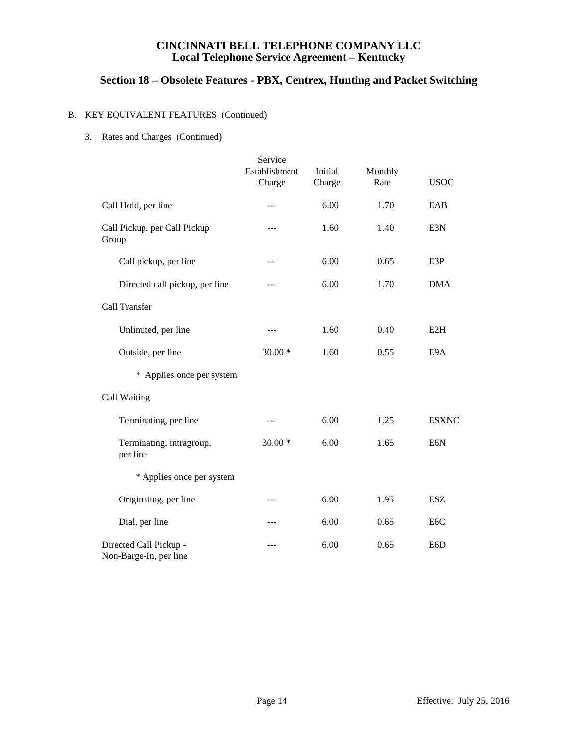# CINCINNATI BELL TELEPHONE COMPANY LLC
## Local Telephone Service Agreement – Kentucky

## Section 18 – Obsolete Features - PBX, Centrex, Hunting and Packet Switching

B. KEY EQUIVALENT FEATURES (Continued)

3. Rates and Charges (Continued)

| | Service Establishment Charge | Initial Charge | Monthly Rate | USOC |
|---|---|---|---|---|
| Call Hold, per line | --- | 6.00 | 1.70 | EAB |
| Call Pickup, per Call Pickup Group | --- | 1.60 | 1.40 | E3N |
| Call pickup, per line | --- | 6.00 | 0.65 | E3P |
| Directed call pickup, per line | --- | 6.00 | 1.70 | DMA |
| Call Transfer | | | | |
| Unlimited, per line | --- | 1.60 | 0.40 | E2H |
| Outside, per line | 30.00 * | 1.60 | 0.55 | E9A |
| * Applies once per system | | | | |
| Call Waiting | | | | |
| Terminating, per line | --- | 6.00 | 1.25 | ESXNC |
| Terminating, intragroup, per line | 30.00 * | 6.00 | 1.65 | E6N |
| * Applies once per system | | | | |
| Originating, per line | --- | 6.00 | 1.95 | ESZ |
| Dial, per line | --- | 6.00 | 0.65 | E6C |
| Directed Call Pickup - Non-Barge-In, per line | --- | 6.00 | 0.65 | E6D |

Effective: July 25, 2016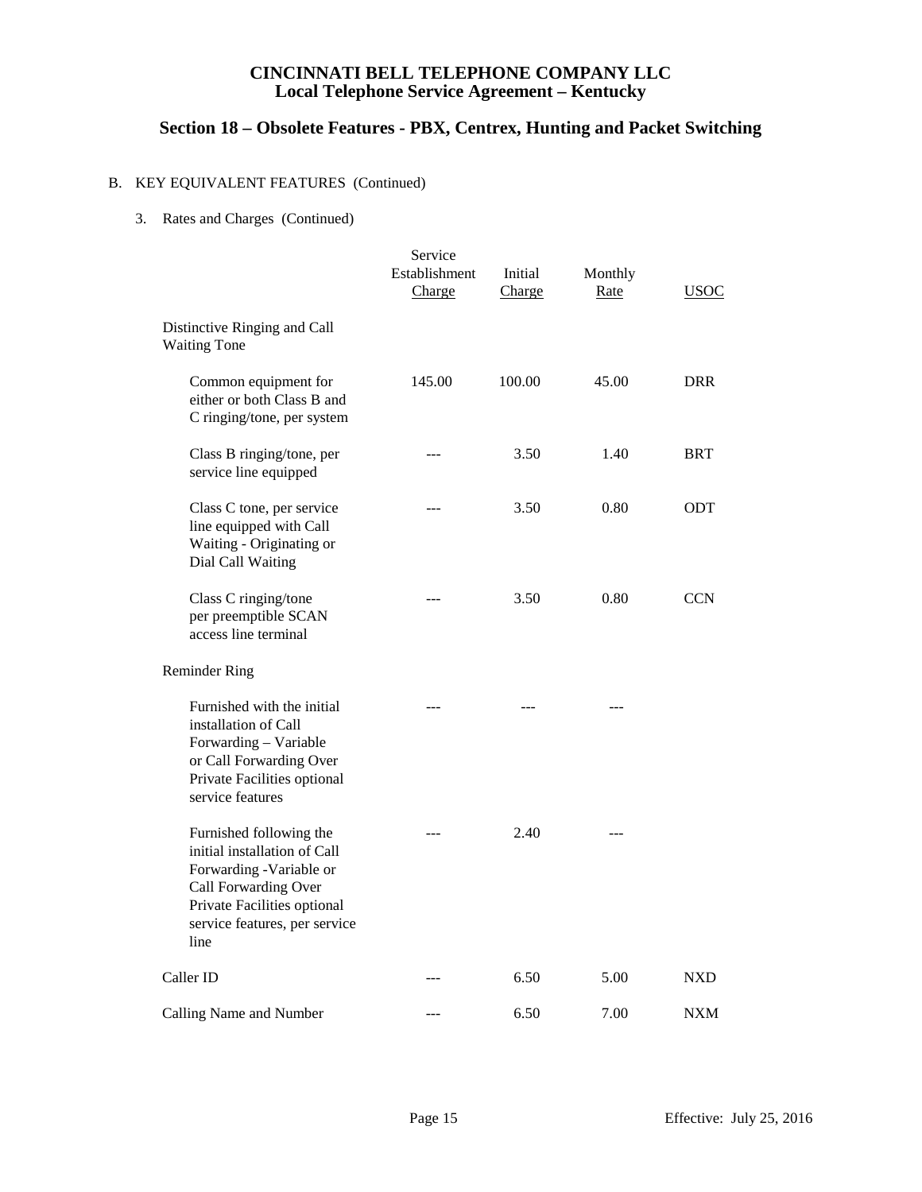**CINCINNATI BELL TELEPHONE COMPANY LLC**
**Local Telephone Service Agreement – Kentucky**

## Section 18 – Obsolete Features - PBX, Centrex, Hunting and Packet Switching

B. KEY EQUIVALENT FEATURES (Continued)

3. Rates and Charges (Continued)

| | Service Establishment Charge | Initial Charge | Monthly Rate | USOC |
|---|---|---|---|---|
| Distinctive Ringing and Call Waiting Tone | | | | |
| Common equipment for either or both Class B and C ringing/tone, per system | 145.00 | 100.00 | 45.00 | DRR |
| Class B ringing/tone, per service line equipped | --- | 3.50 | 1.40 | BRT |
| Class C tone, per service line equipped with Call Waiting - Originating or Dial Call Waiting | --- | 3.50 | 0.80 | ODT |
| Class C ringing/tone per preemptible SCAN access line terminal | --- | 3.50 | 0.80 | CCN |
| Reminder Ring | | | | |
| Furnished with the initial installation of Call Forwarding – Variable or Call Forwarding Over Private Facilities optional service features | --- | --- | --- | |
| Furnished following the initial installation of Call Forwarding -Variable or Call Forwarding Over Private Facilities optional service features, per service line | --- | 2.40 | --- | |
| Caller ID | --- | 6.50 | 5.00 | NXD |
| Calling Name and Number | --- | 6.50 | 7.00 | NXM |

Effective: July 25, 2016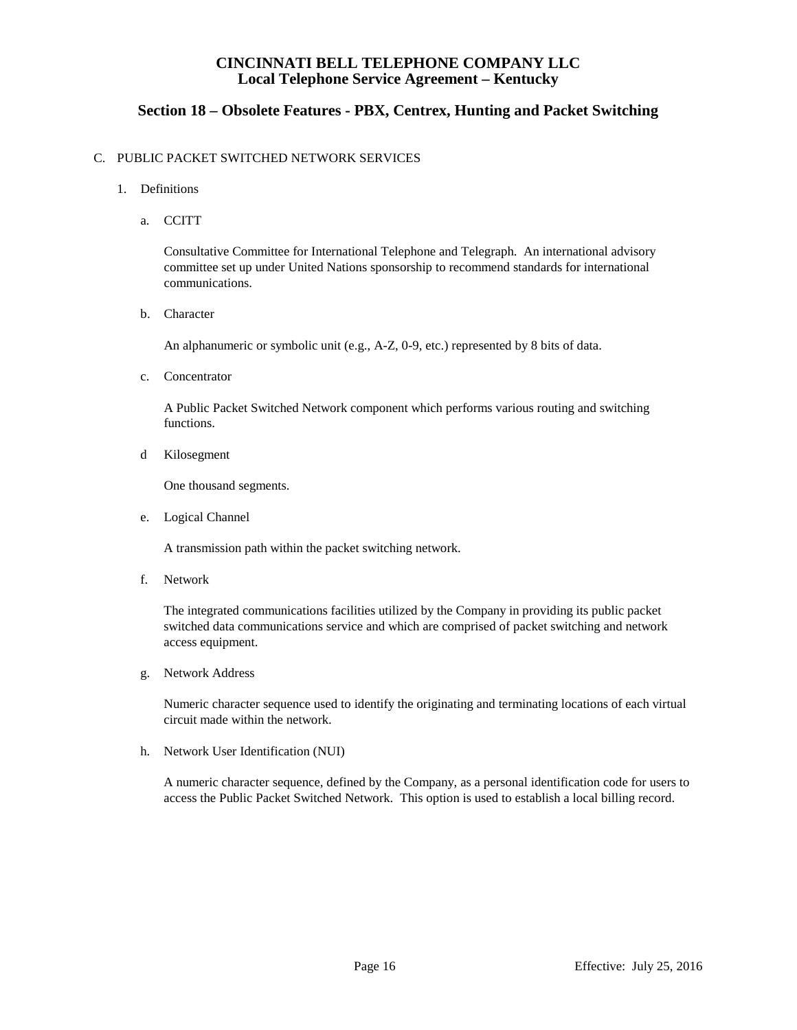# CINCINNATI BELL TELEPHONE COMPANY LLC
## Local Telephone Service Agreement – Kentucky

## Section 18 – Obsolete Features - PBX, Centrex, Hunting and Packet Switching

C. PUBLIC PACKET SWITCHED NETWORK SERVICES

1. Definitions

   a. CCITT

      Consultative Committee for International Telephone and Telegraph. An international advisory committee set up under United Nations sponsorship to recommend standards for international communications.

   b. Character

      An alphanumeric or symbolic unit (e.g., A-Z, 0-9, etc.) represented by 8 bits of data.

   c. Concentrator

      A Public Packet Switched Network component which performs various routing and switching functions.

   d Kilosegment

      One thousand segments.

   e. Logical Channel

      A transmission path within the packet switching network.

   f. Network

      The integrated communications facilities utilized by the Company in providing its public packet switched data communications service and which are comprised of packet switching and network access equipment.

   g. Network Address

      Numeric character sequence used to identify the originating and terminating locations of each virtual circuit made within the network.

   h. Network User Identification (NUI)

      A numeric character sequence, defined by the Company, as a personal identification code for users to access the Public Packet Switched Network. This option is used to establish a local billing record.

Effective: July 25, 2016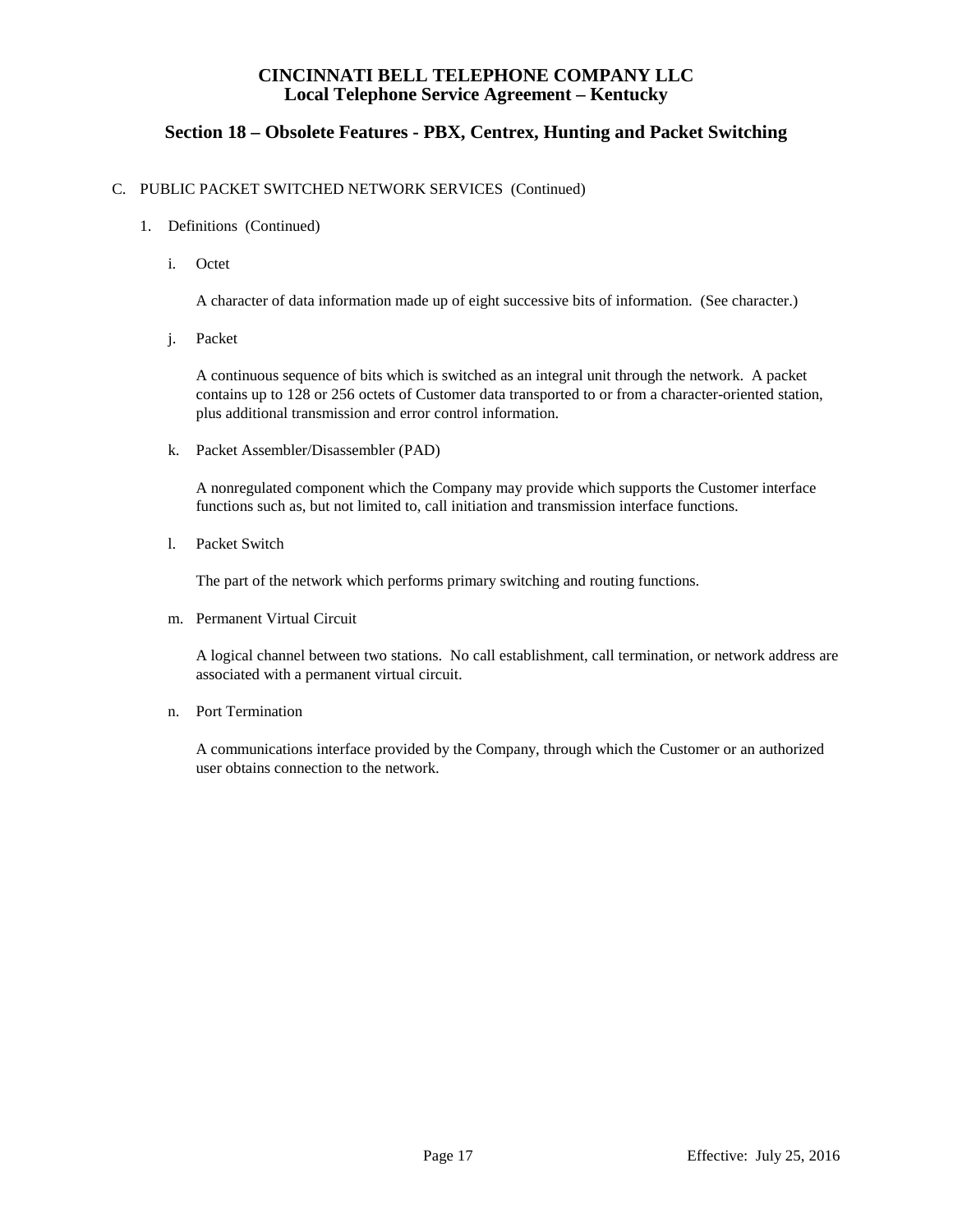# CINCINNATI BELL TELEPHONE COMPANY LLC
## Local Telephone Service Agreement – Kentucky

## Section 18 – Obsolete Features - PBX, Centrex, Hunting and Packet Switching

C. PUBLIC PACKET SWITCHED NETWORK SERVICES (Continued)

1. Definitions (Continued)

   i. Octet

      A character of data information made up of eight successive bits of information. (See character.)

   j. Packet

      A continuous sequence of bits which is switched as an integral unit through the network. A packet contains up to 128 or 256 octets of Customer data transported to or from a character-oriented station, plus additional transmission and error control information.

   k. Packet Assembler/Disassembler (PAD)

      A nonregulated component which the Company may provide which supports the Customer interface functions such as, but not limited to, call initiation and transmission interface functions.

   l. Packet Switch

      The part of the network which performs primary switching and routing functions.

   m. Permanent Virtual Circuit

      A logical channel between two stations. No call establishment, call termination, or network address are associated with a permanent virtual circuit.

   n. Port Termination

      A communications interface provided by the Company, through which the Customer or an authorized user obtains connection to the network.

Effective: July 25, 2016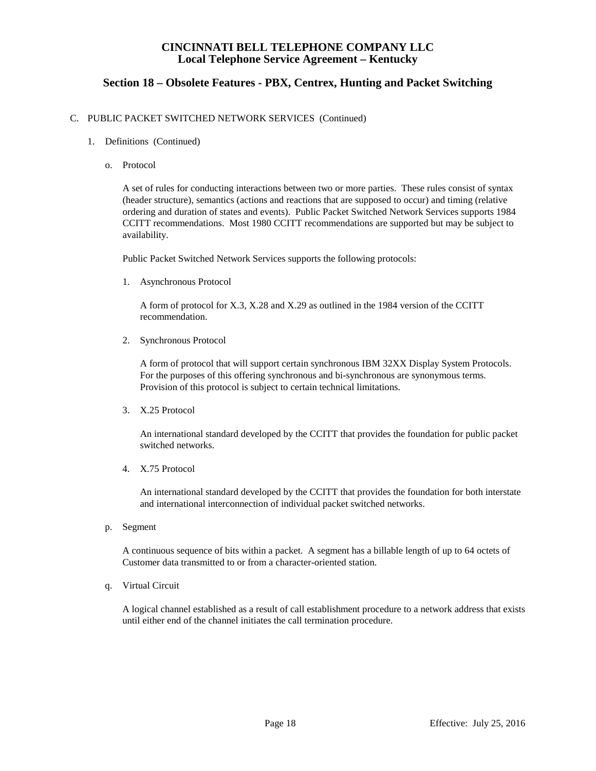**CINCINNATI BELL TELEPHONE COMPANY LLC**
**Local Telephone Service Agreement – Kentucky**

## Section 18 – Obsolete Features - PBX, Centrex, Hunting and Packet Switching

C. PUBLIC PACKET SWITCHED NETWORK SERVICES (Continued)

1. Definitions (Continued)

   o. Protocol

   A set of rules for conducting interactions between two or more parties. These rules consist of syntax (header structure), semantics (actions and reactions that are supposed to occur) and timing (relative ordering and duration of states and events). Public Packet Switched Network Services supports 1984 CCITT recommendations. Most 1980 CCITT recommendations are supported but may be subject to availability.

   Public Packet Switched Network Services supports the following protocols:

   1. Asynchronous Protocol

      A form of protocol for X.3, X.28 and X.29 as outlined in the 1984 version of the CCITT recommendation.

   2. Synchronous Protocol

      A form of protocol that will support certain synchronous IBM 32XX Display System Protocols. For the purposes of this offering synchronous and bi-synchronous are synonymous terms. Provision of this protocol is subject to certain technical limitations.

   3. X.25 Protocol

      An international standard developed by the CCITT that provides the foundation for public packet switched networks.

   4. X.75 Protocol

      An international standard developed by the CCITT that provides the foundation for both interstate and international interconnection of individual packet switched networks.

   p. Segment

   A continuous sequence of bits within a packet. A segment has a billable length of up to 64 octets of Customer data transmitted to or from a character-oriented station.

   q. Virtual Circuit

   A logical channel established as a result of call establishment procedure to a network address that exists until either end of the channel initiates the call termination procedure.

Effective: July 25, 2016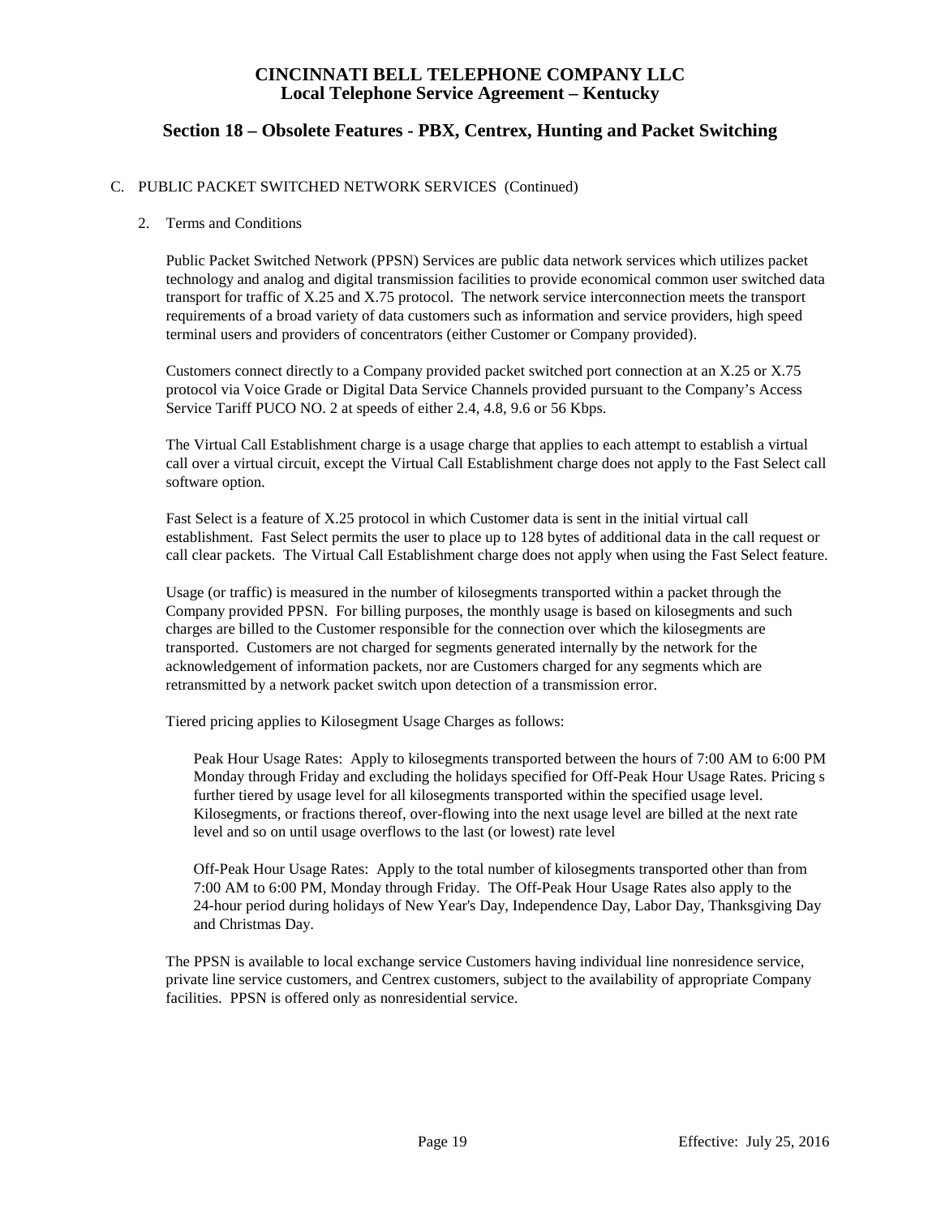**CINCINNATI BELL TELEPHONE COMPANY LLC**
**Local Telephone Service Agreement – Kentucky**

## Section 18 – Obsolete Features - PBX, Centrex, Hunting and Packet Switching

C. PUBLIC PACKET SWITCHED NETWORK SERVICES (Continued)

2. Terms and Conditions

Public Packet Switched Network (PPSN) Services are public data network services which utilizes packet technology and analog and digital transmission facilities to provide economical common user switched data transport for traffic of X.25 and X.75 protocol. The network service interconnection meets the transport requirements of a broad variety of data customers such as information and service providers, high speed terminal users and providers of concentrators (either Customer or Company provided).

Customers connect directly to a Company provided packet switched port connection at an X.25 or X.75 protocol via Voice Grade or Digital Data Service Channels provided pursuant to the Company's Access Service Tariff PUCO NO. 2 at speeds of either 2.4, 4.8, 9.6 or 56 Kbps.

The Virtual Call Establishment charge is a usage charge that applies to each attempt to establish a virtual call over a virtual circuit, except the Virtual Call Establishment charge does not apply to the Fast Select call software option.

Fast Select is a feature of X.25 protocol in which Customer data is sent in the initial virtual call establishment. Fast Select permits the user to place up to 128 bytes of additional data in the call request or call clear packets. The Virtual Call Establishment charge does not apply when using the Fast Select feature.

Usage (or traffic) is measured in the number of kilosegments transported within a packet through the Company provided PPSN. For billing purposes, the monthly usage is based on kilosegments and such charges are billed to the Customer responsible for the connection over which the kilosegments are transported. Customers are not charged for segments generated internally by the network for the acknowledgement of information packets, nor are Customers charged for any segments which are retransmitted by a network packet switch upon detection of a transmission error.

Tiered pricing applies to Kilosegment Usage Charges as follows:

Peak Hour Usage Rates: Apply to kilosegments transported between the hours of 7:00 AM to 6:00 PM Monday through Friday and excluding the holidays specified for Off-Peak Hour Usage Rates. Pricing s further tiered by usage level for all kilosegments transported within the specified usage level. Kilosegments, or fractions thereof, over-flowing into the next usage level are billed at the next rate level and so on until usage overflows to the last (or lowest) rate level

Off-Peak Hour Usage Rates: Apply to the total number of kilosegments transported other than from 7:00 AM to 6:00 PM, Monday through Friday. The Off-Peak Hour Usage Rates also apply to the 24-hour period during holidays of New Year's Day, Independence Day, Labor Day, Thanksgiving Day and Christmas Day.

The PPSN is available to local exchange service Customers having individual line nonresidence service, private line service customers, and Centrex customers, subject to the availability of appropriate Company facilities. PPSN is offered only as nonresidential service.

Effective: July 25, 2016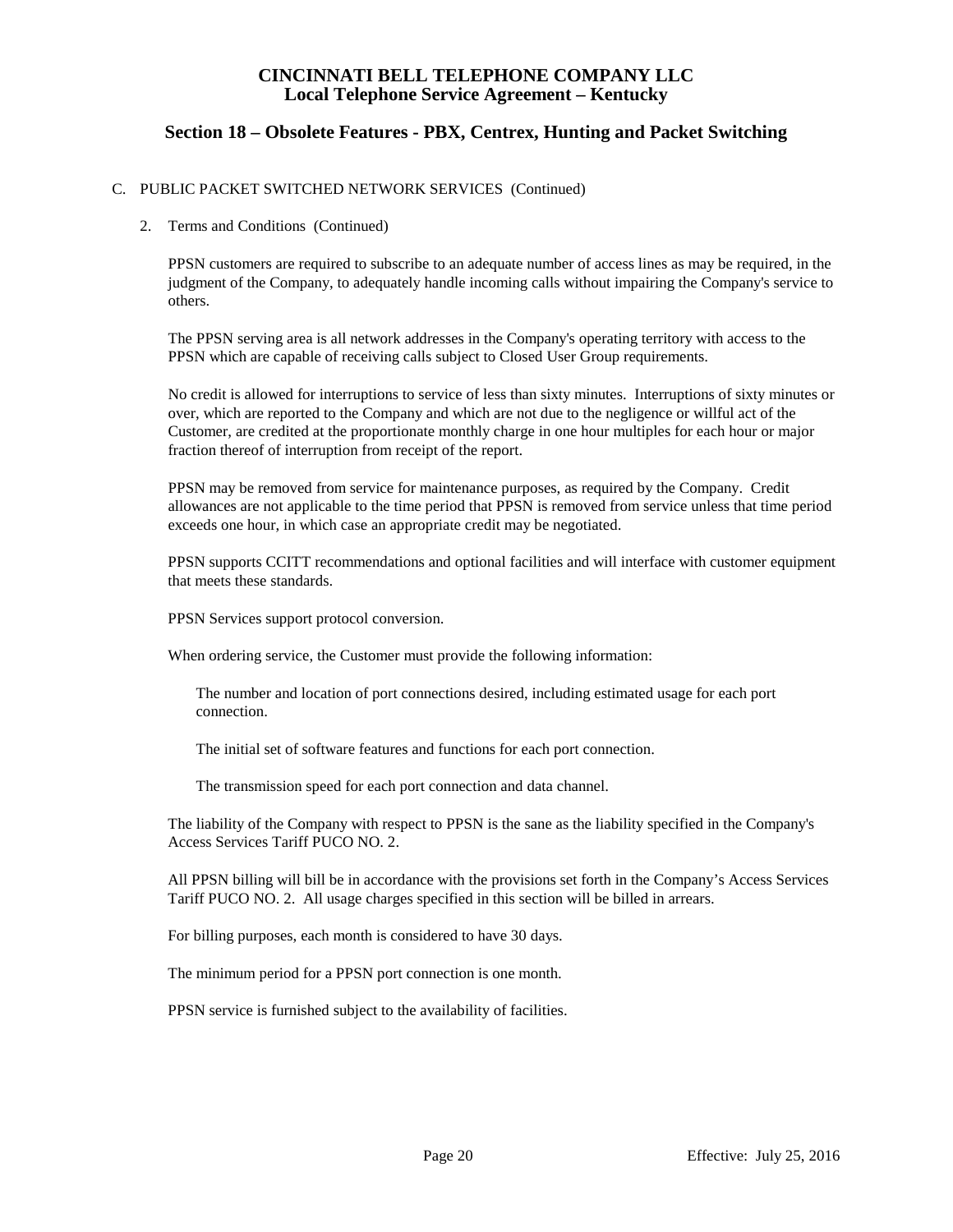# CINCINNATI BELL TELEPHONE COMPANY LLC
## Local Telephone Service Agreement – Kentucky

## Section 18 – Obsolete Features - PBX, Centrex, Hunting and Packet Switching

C. PUBLIC PACKET SWITCHED NETWORK SERVICES (Continued)

2. Terms and Conditions (Continued)

   PPSN customers are required to subscribe to an adequate number of access lines as may be required, in the judgment of the Company, to adequately handle incoming calls without impairing the Company's service to others.

   The PPSN serving area is all network addresses in the Company's operating territory with access to the PPSN which are capable of receiving calls subject to Closed User Group requirements.

   No credit is allowed for interruptions to service of less than sixty minutes. Interruptions of sixty minutes or over, which are reported to the Company and which are not due to the negligence or willful act of the Customer, are credited at the proportionate monthly charge in one hour multiples for each hour or major fraction thereof of interruption from receipt of the report.

   PPSN may be removed from service for maintenance purposes, as required by the Company. Credit allowances are not applicable to the time period that PPSN is removed from service unless that time period exceeds one hour, in which case an appropriate credit may be negotiated.

   PPSN supports CCITT recommendations and optional facilities and will interface with customer equipment that meets these standards.

   PPSN Services support protocol conversion.

   When ordering service, the Customer must provide the following information:

      The number and location of port connections desired, including estimated usage for each port connection.

      The initial set of software features and functions for each port connection.

      The transmission speed for each port connection and data channel.

   The liability of the Company with respect to PPSN is the sane as the liability specified in the Company's Access Services Tariff PUCO NO. 2.

   All PPSN billing will bill be in accordance with the provisions set forth in the Company's Access Services Tariff PUCO NO. 2. All usage charges specified in this section will be billed in arrears.

   For billing purposes, each month is considered to have 30 days.

   The minimum period for a PPSN port connection is one month.

   PPSN service is furnished subject to the availability of facilities.

Effective: July 25, 2016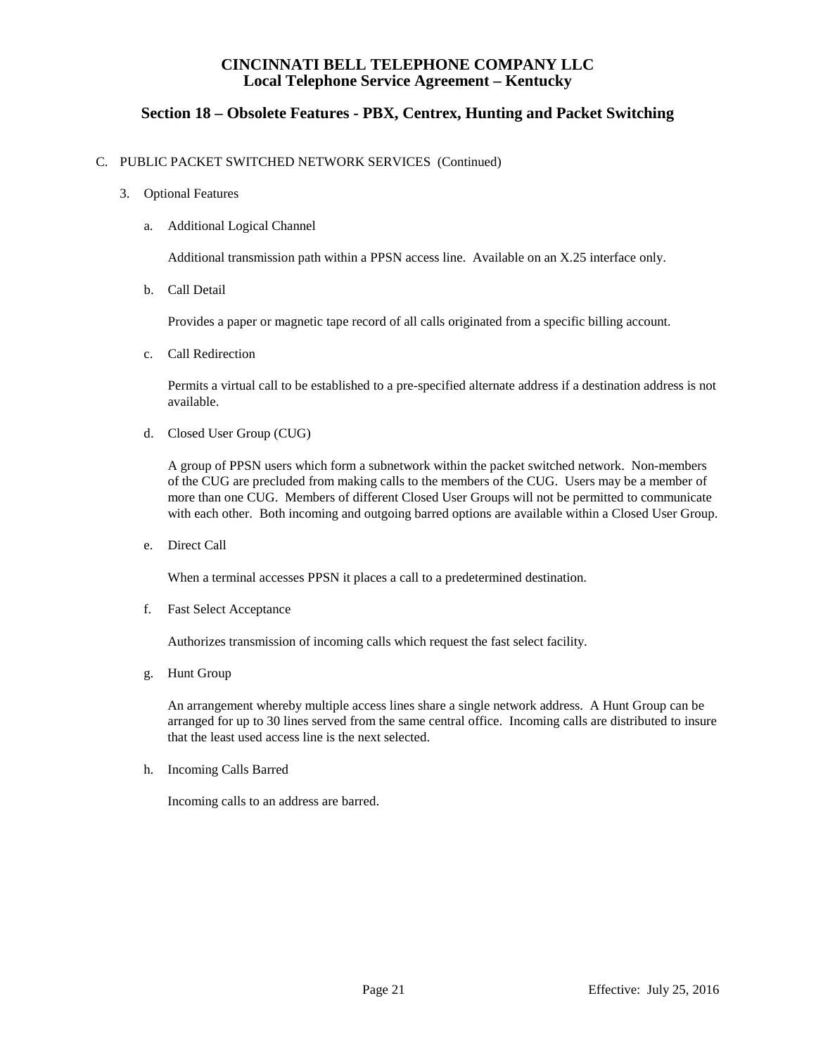# CINCINNATI BELL TELEPHONE COMPANY LLC
## Local Telephone Service Agreement – Kentucky

## Section 18 – Obsolete Features - PBX, Centrex, Hunting and Packet Switching

C. PUBLIC PACKET SWITCHED NETWORK SERVICES (Continued)

3. Optional Features

   a. Additional Logical Channel

      Additional transmission path within a PPSN access line. Available on an X.25 interface only.

   b. Call Detail

      Provides a paper or magnetic tape record of all calls originated from a specific billing account.

   c. Call Redirection

      Permits a virtual call to be established to a pre-specified alternate address if a destination address is not available.

   d. Closed User Group (CUG)

      A group of PPSN users which form a subnetwork within the packet switched network. Non-members of the CUG are precluded from making calls to the members of the CUG. Users may be a member of more than one CUG. Members of different Closed User Groups will not be permitted to communicate with each other. Both incoming and outgoing barred options are available within a Closed User Group.

   e. Direct Call

      When a terminal accesses PPSN it places a call to a predetermined destination.

   f. Fast Select Acceptance

      Authorizes transmission of incoming calls which request the fast select facility.

   g. Hunt Group

      An arrangement whereby multiple access lines share a single network address. A Hunt Group can be arranged for up to 30 lines served from the same central office. Incoming calls are distributed to insure that the least used access line is the next selected.

   h. Incoming Calls Barred

      Incoming calls to an address are barred.

Effective: July 25, 2016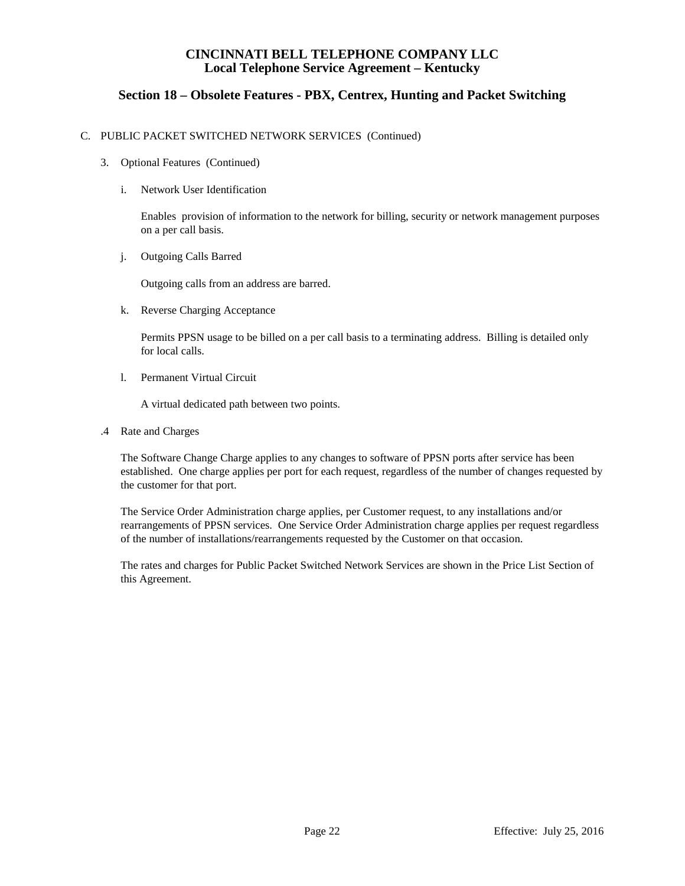# CINCINNATI BELL TELEPHONE COMPANY LLC
## Local Telephone Service Agreement – Kentucky

## Section 18 – Obsolete Features - PBX, Centrex, Hunting and Packet Switching

C. PUBLIC PACKET SWITCHED NETWORK SERVICES (Continued)

3. Optional Features (Continued)

   i. Network User Identification

      Enables provision of information to the network for billing, security or network management purposes on a per call basis.

   j. Outgoing Calls Barred

      Outgoing calls from an address are barred.

   k. Reverse Charging Acceptance

      Permits PPSN usage to be billed on a per call basis to a terminating address. Billing is detailed only for local calls.

   l. Permanent Virtual Circuit

      A virtual dedicated path between two points.

.4 Rate and Charges

   The Software Change Charge applies to any changes to software of PPSN ports after service has been established. One charge applies per port for each request, regardless of the number of changes requested by the customer for that port.

   The Service Order Administration charge applies, per Customer request, to any installations and/or rearrangements of PPSN services. One Service Order Administration charge applies per request regardless of the number of installations/rearrangements requested by the Customer on that occasion.

   The rates and charges for Public Packet Switched Network Services are shown in the Price List Section of this Agreement.

Effective: July 25, 2016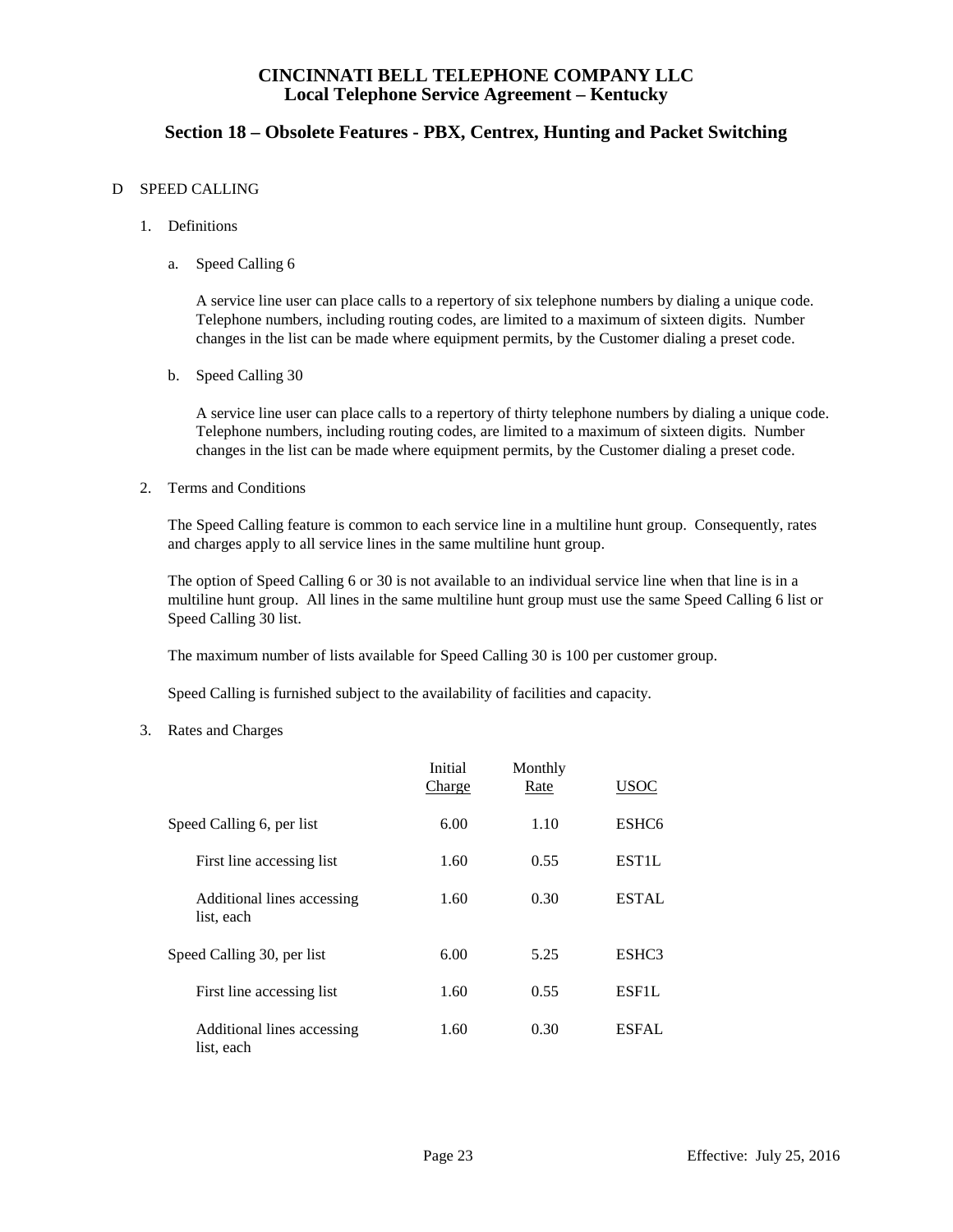# CINCINNATI BELL TELEPHONE COMPANY LLC
## Local Telephone Service Agreement – Kentucky

## Section 18 – Obsolete Features - PBX, Centrex, Hunting and Packet Switching

D SPEED CALLING

1. Definitions

   a. Speed Calling 6

      A service line user can place calls to a repertory of six telephone numbers by dialing a unique code. Telephone numbers, including routing codes, are limited to a maximum of sixteen digits. Number changes in the list can be made where equipment permits, by the Customer dialing a preset code.

   b. Speed Calling 30

      A service line user can place calls to a repertory of thirty telephone numbers by dialing a unique code. Telephone numbers, including routing codes, are limited to a maximum of sixteen digits. Number changes in the list can be made where equipment permits, by the Customer dialing a preset code.

2. Terms and Conditions

   The Speed Calling feature is common to each service line in a multiline hunt group. Consequently, rates and charges apply to all service lines in the same multiline hunt group.

   The option of Speed Calling 6 or 30 is not available to an individual service line when that line is in a multiline hunt group. All lines in the same multiline hunt group must use the same Speed Calling 6 list or Speed Calling 30 list.

   The maximum number of lists available for Speed Calling 30 is 100 per customer group.

   Speed Calling is furnished subject to the availability of facilities and capacity.

3. Rates and Charges

| | Initial Charge | Monthly Rate | USOC |
|---|---|---|---|
| Speed Calling 6, per list | 6.00 | 1.10 | ESHC6 |
| First line accessing list | 1.60 | 0.55 | EST1L |
| Additional lines accessing list, each | 1.60 | 0.30 | ESTAL |
| Speed Calling 30, per list | 6.00 | 5.25 | ESHC3 |
| First line accessing list | 1.60 | 0.55 | ESF1L |
| Additional lines accessing list, each | 1.60 | 0.30 | ESFAL |

Effective: July 25, 2016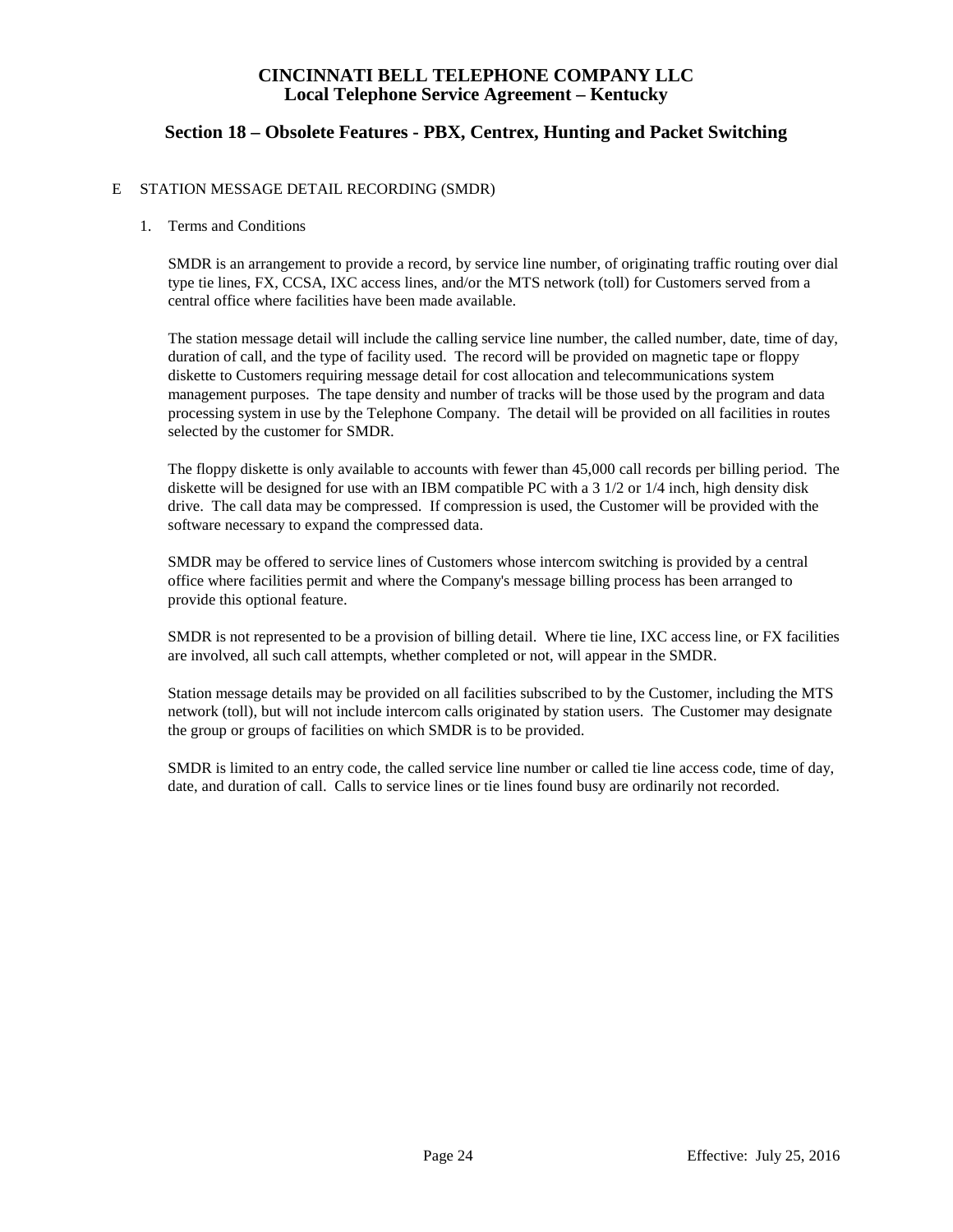# CINCINNATI BELL TELEPHONE COMPANY LLC
## Local Telephone Service Agreement – Kentucky

## Section 18 – Obsolete Features - PBX, Centrex, Hunting and Packet Switching

E STATION MESSAGE DETAIL RECORDING (SMDR)

1. Terms and Conditions

SMDR is an arrangement to provide a record, by service line number, of originating traffic routing over dial type tie lines, FX, CCSA, IXC access lines, and/or the MTS network (toll) for Customers served from a central office where facilities have been made available.

The station message detail will include the calling service line number, the called number, date, time of day, duration of call, and the type of facility used. The record will be provided on magnetic tape or floppy diskette to Customers requiring message detail for cost allocation and telecommunications system management purposes. The tape density and number of tracks will be those used by the program and data processing system in use by the Telephone Company. The detail will be provided on all facilities in routes selected by the customer for SMDR.

The floppy diskette is only available to accounts with fewer than 45,000 call records per billing period. The diskette will be designed for use with an IBM compatible PC with a 3 1/2 or 1/4 inch, high density disk drive. The call data may be compressed. If compression is used, the Customer will be provided with the software necessary to expand the compressed data.

SMDR may be offered to service lines of Customers whose intercom switching is provided by a central office where facilities permit and where the Company's message billing process has been arranged to provide this optional feature.

SMDR is not represented to be a provision of billing detail. Where tie line, IXC access line, or FX facilities are involved, all such call attempts, whether completed or not, will appear in the SMDR.

Station message details may be provided on all facilities subscribed to by the Customer, including the MTS network (toll), but will not include intercom calls originated by station users. The Customer may designate the group or groups of facilities on which SMDR is to be provided.

SMDR is limited to an entry code, the called service line number or called tie line access code, time of day, date, and duration of call. Calls to service lines or tie lines found busy are ordinarily not recorded.

Effective: July 25, 2016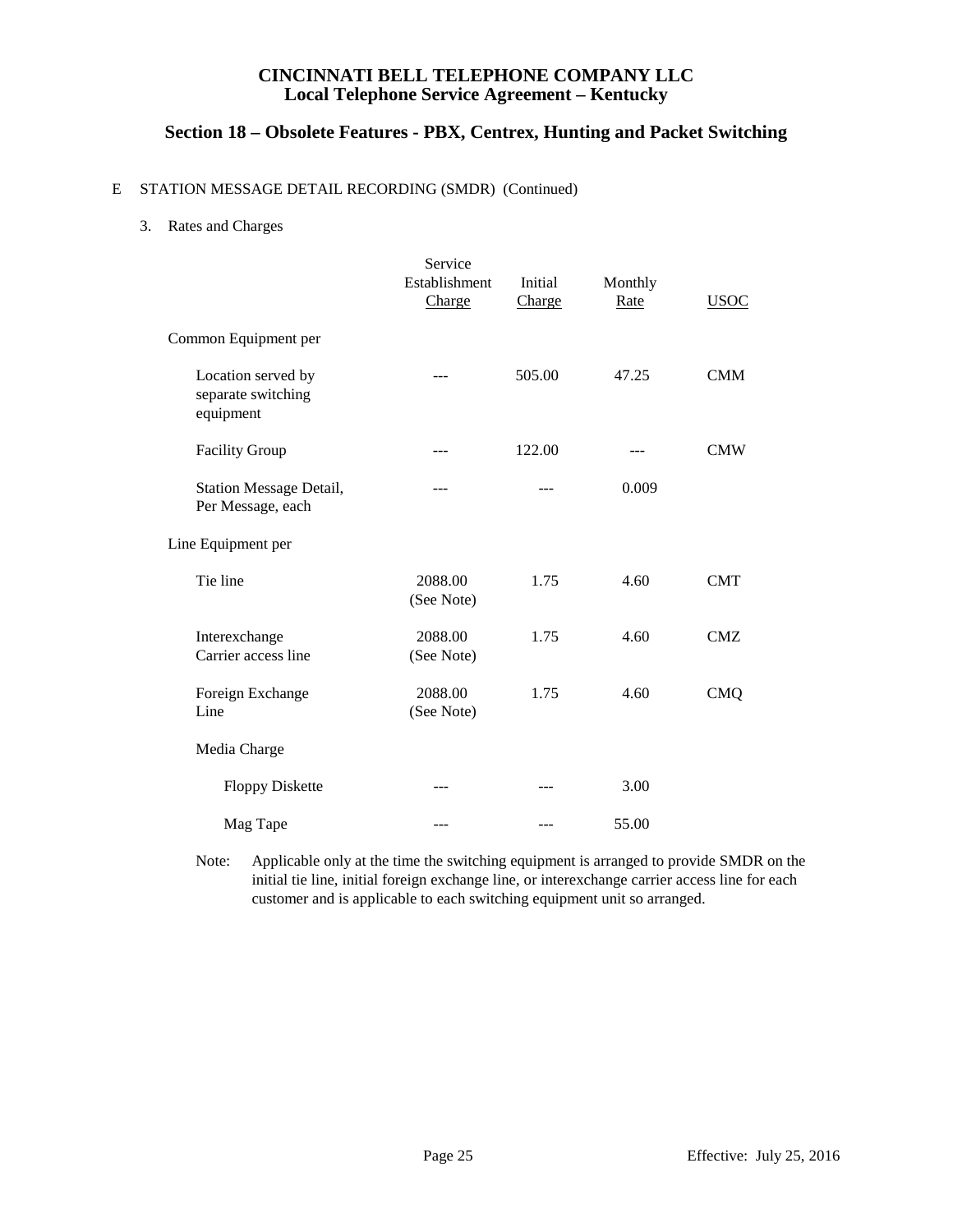# CINCINNATI BELL TELEPHONE COMPANY LLC
## Local Telephone Service Agreement – Kentucky

## Section 18 – Obsolete Features - PBX, Centrex, Hunting and Packet Switching

E STATION MESSAGE DETAIL RECORDING (SMDR) (Continued)

3. Rates and Charges

| | Service Establishment Charge | Initial Charge | Monthly Rate | USOC |
|---|---|---|---|---|
| Common Equipment per | | | | |
| Location served by separate switching equipment | --- | 505.00 | 47.25 | CMM |
| Facility Group | --- | 122.00 | --- | CMW |
| Station Message Detail, Per Message, each | --- | --- | 0.009 | |
| Line Equipment per | | | | |
| Tie line | 2088.00 (See Note) | 1.75 | 4.60 | CMT |
| Interexchange Carrier access line | 2088.00 (See Note) | 1.75 | 4.60 | CMZ |
| Foreign Exchange Line | 2088.00 (See Note) | 1.75 | 4.60 | CMQ |
| Media Charge | | | | |
| Floppy Diskette | --- | --- | 3.00 | |
| Mag Tape | --- | --- | 55.00 | |

Note: Applicable only at the time the switching equipment is arranged to provide SMDR on the initial tie line, initial foreign exchange line, or interexchange carrier access line for each customer and is applicable to each switching equipment unit so arranged.

Effective: July 25, 2016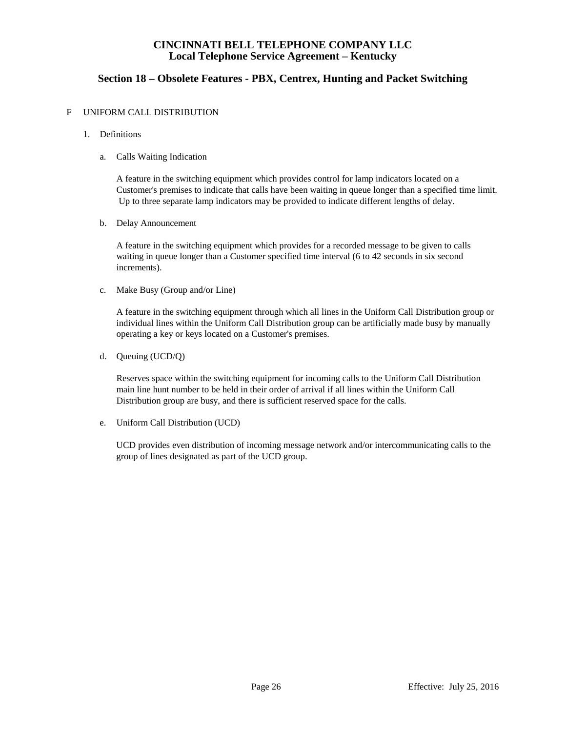# CINCINNATI BELL TELEPHONE COMPANY LLC
## Local Telephone Service Agreement – Kentucky

## Section 18 – Obsolete Features - PBX, Centrex, Hunting and Packet Switching

F UNIFORM CALL DISTRIBUTION

1. Definitions

   a. Calls Waiting Indication

      A feature in the switching equipment which provides control for lamp indicators located on a Customer's premises to indicate that calls have been waiting in queue longer than a specified time limit. Up to three separate lamp indicators may be provided to indicate different lengths of delay.

   b. Delay Announcement

      A feature in the switching equipment which provides for a recorded message to be given to calls waiting in queue longer than a Customer specified time interval (6 to 42 seconds in six second increments).

   c. Make Busy (Group and/or Line)

      A feature in the switching equipment through which all lines in the Uniform Call Distribution group or individual lines within the Uniform Call Distribution group can be artificially made busy by manually operating a key or keys located on a Customer's premises.

   d. Queuing (UCD/Q)

      Reserves space within the switching equipment for incoming calls to the Uniform Call Distribution main line hunt number to be held in their order of arrival if all lines within the Uniform Call Distribution group are busy, and there is sufficient reserved space for the calls.

   e. Uniform Call Distribution (UCD)

      UCD provides even distribution of incoming message network and/or intercommunicating calls to the group of lines designated as part of the UCD group.

Effective: July 25, 2016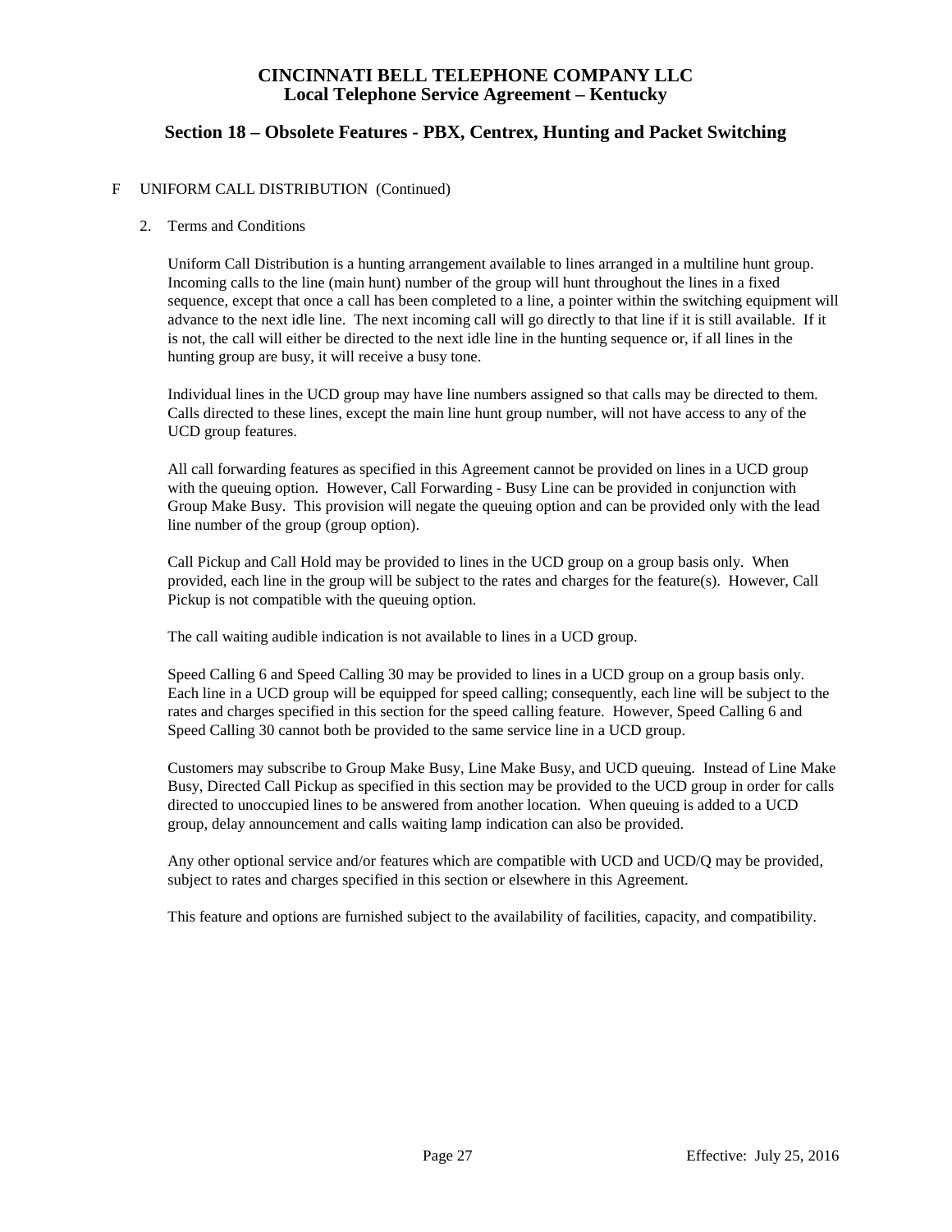# CINCINNATI BELL TELEPHONE COMPANY LLC
## Local Telephone Service Agreement – Kentucky

## Section 18 – Obsolete Features - PBX, Centrex, Hunting and Packet Switching

F UNIFORM CALL DISTRIBUTION (Continued)

2. Terms and Conditions

Uniform Call Distribution is a hunting arrangement available to lines arranged in a multiline hunt group. Incoming calls to the line (main hunt) number of the group will hunt throughout the lines in a fixed sequence, except that once a call has been completed to a line, a pointer within the switching equipment will advance to the next idle line. The next incoming call will go directly to that line if it is still available. If it is not, the call will either be directed to the next idle line in the hunting sequence or, if all lines in the hunting group are busy, it will receive a busy tone.

Individual lines in the UCD group may have line numbers assigned so that calls may be directed to them. Calls directed to these lines, except the main line hunt group number, will not have access to any of the UCD group features.

All call forwarding features as specified in this Agreement cannot be provided on lines in a UCD group with the queuing option. However, Call Forwarding - Busy Line can be provided in conjunction with Group Make Busy. This provision will negate the queuing option and can be provided only with the lead line number of the group (group option).

Call Pickup and Call Hold may be provided to lines in the UCD group on a group basis only. When provided, each line in the group will be subject to the rates and charges for the feature(s). However, Call Pickup is not compatible with the queuing option.

The call waiting audible indication is not available to lines in a UCD group.

Speed Calling 6 and Speed Calling 30 may be provided to lines in a UCD group on a group basis only. Each line in a UCD group will be equipped for speed calling; consequently, each line will be subject to the rates and charges specified in this section for the speed calling feature. However, Speed Calling 6 and Speed Calling 30 cannot both be provided to the same service line in a UCD group.

Customers may subscribe to Group Make Busy, Line Make Busy, and UCD queuing. Instead of Line Make Busy, Directed Call Pickup as specified in this section may be provided to the UCD group in order for calls directed to unoccupied lines to be answered from another location. When queuing is added to a UCD group, delay announcement and calls waiting lamp indication can also be provided.

Any other optional service and/or features which are compatible with UCD and UCD/Q may be provided, subject to rates and charges specified in this section or elsewhere in this Agreement.

This feature and options are furnished subject to the availability of facilities, capacity, and compatibility.

Effective: July 25, 2016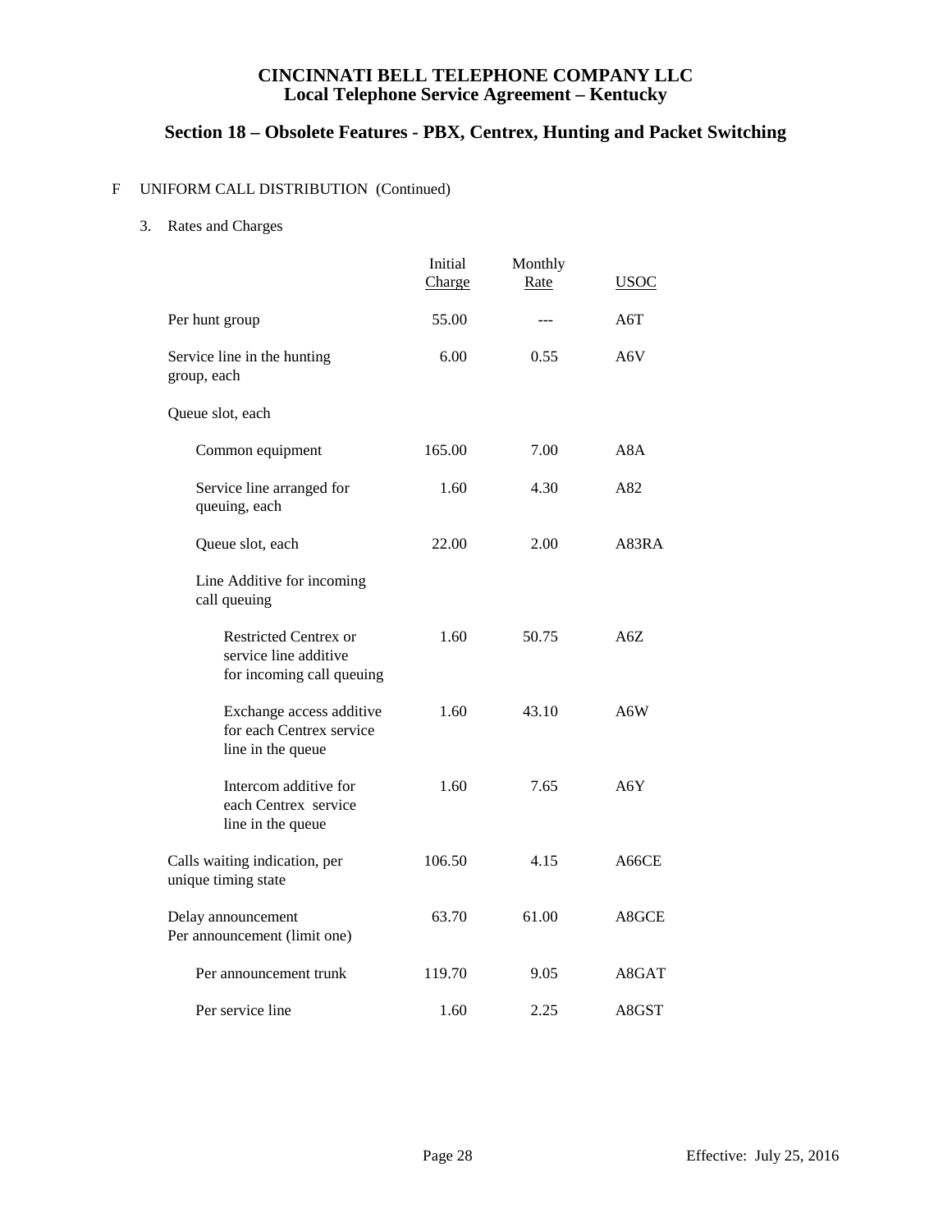**CINCINNATI BELL TELEPHONE COMPANY LLC**
**Local Telephone Service Agreement – Kentucky**

## Section 18 – Obsolete Features - PBX, Centrex, Hunting and Packet Switching

F UNIFORM CALL DISTRIBUTION (Continued)

3. Rates and Charges

| | Initial Charge | Monthly Rate | USOC |
|---|---|---|---|
| Per hunt group | 55.00 | --- | A6T |
| Service line in the hunting group, each | 6.00 | 0.55 | A6V |
| Queue slot, each | | | |
| Common equipment | 165.00 | 7.00 | A8A |
| Service line arranged for queuing, each | 1.60 | 4.30 | A82 |
| Queue slot, each | 22.00 | 2.00 | A83RA |
| Line Additive for incoming call queuing | | | |
| Restricted Centrex or service line additive for incoming call queuing | 1.60 | 50.75 | A6Z |
| Exchange access additive for each Centrex service line in the queue | 1.60 | 43.10 | A6W |
| Intercom additive for each Centrex service line in the queue | 1.60 | 7.65 | A6Y |
| Calls waiting indication, per unique timing state | 106.50 | 4.15 | A66CE |
| Delay announcement Per announcement (limit one) | 63.70 | 61.00 | A8GCE |
| Per announcement trunk | 119.70 | 9.05 | A8GAT |
| Per service line | 1.60 | 2.25 | A8GST |

Effective: July 25, 2016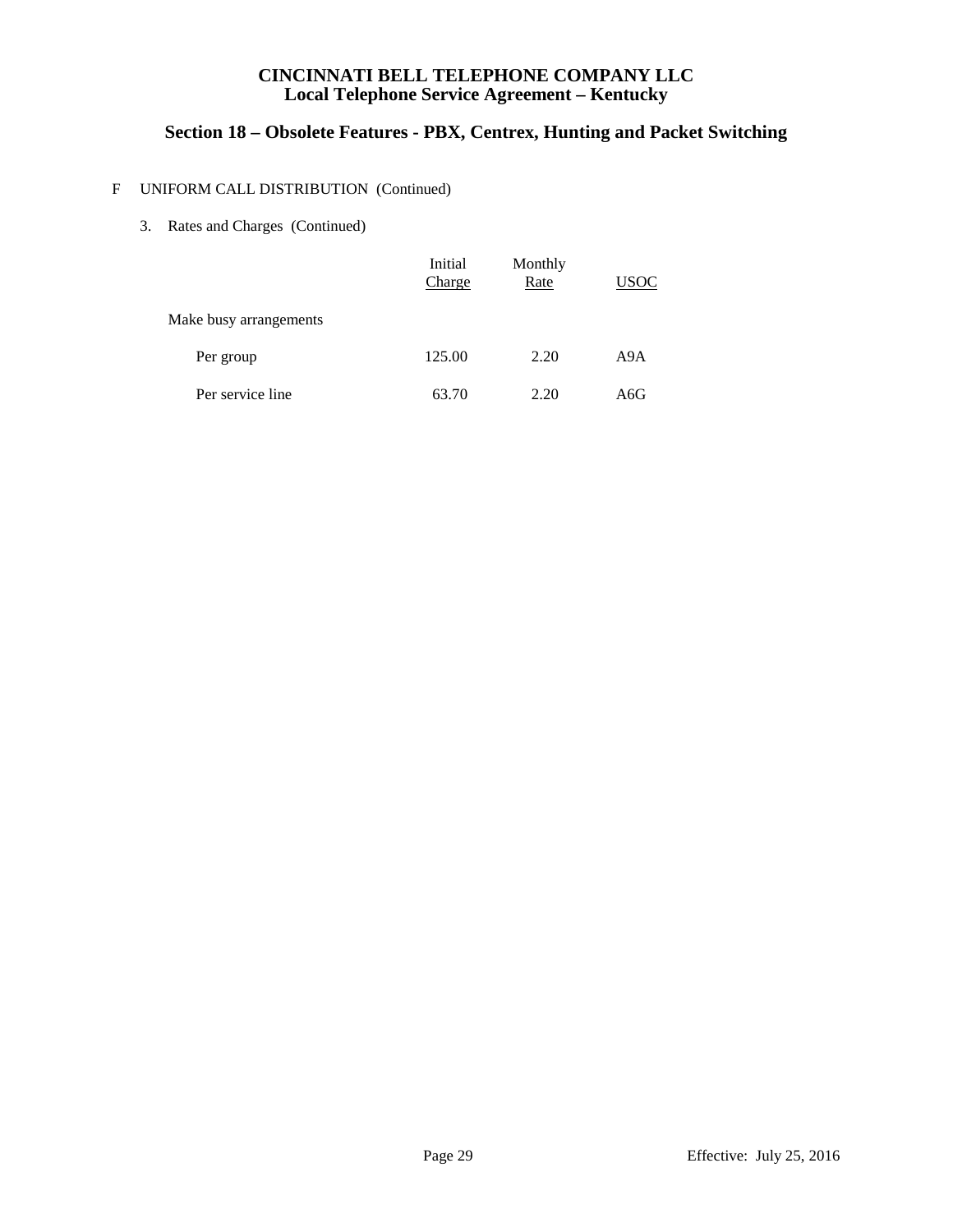**CINCINNATI BELL TELEPHONE COMPANY LLC**
**Local Telephone Service Agreement – Kentucky**

## Section 18 – Obsolete Features - PBX, Centrex, Hunting and Packet Switching

F UNIFORM CALL DISTRIBUTION (Continued)

3. Rates and Charges (Continued)

| | Initial Charge | Monthly Rate | USOC |
|---|---|---|---|
| Make busy arrangements | | | |
| Per group | 125.00 | 2.20 | A9A |
| Per service line | 63.70 | 2.20 | A6G |

Effective: July 25, 2016